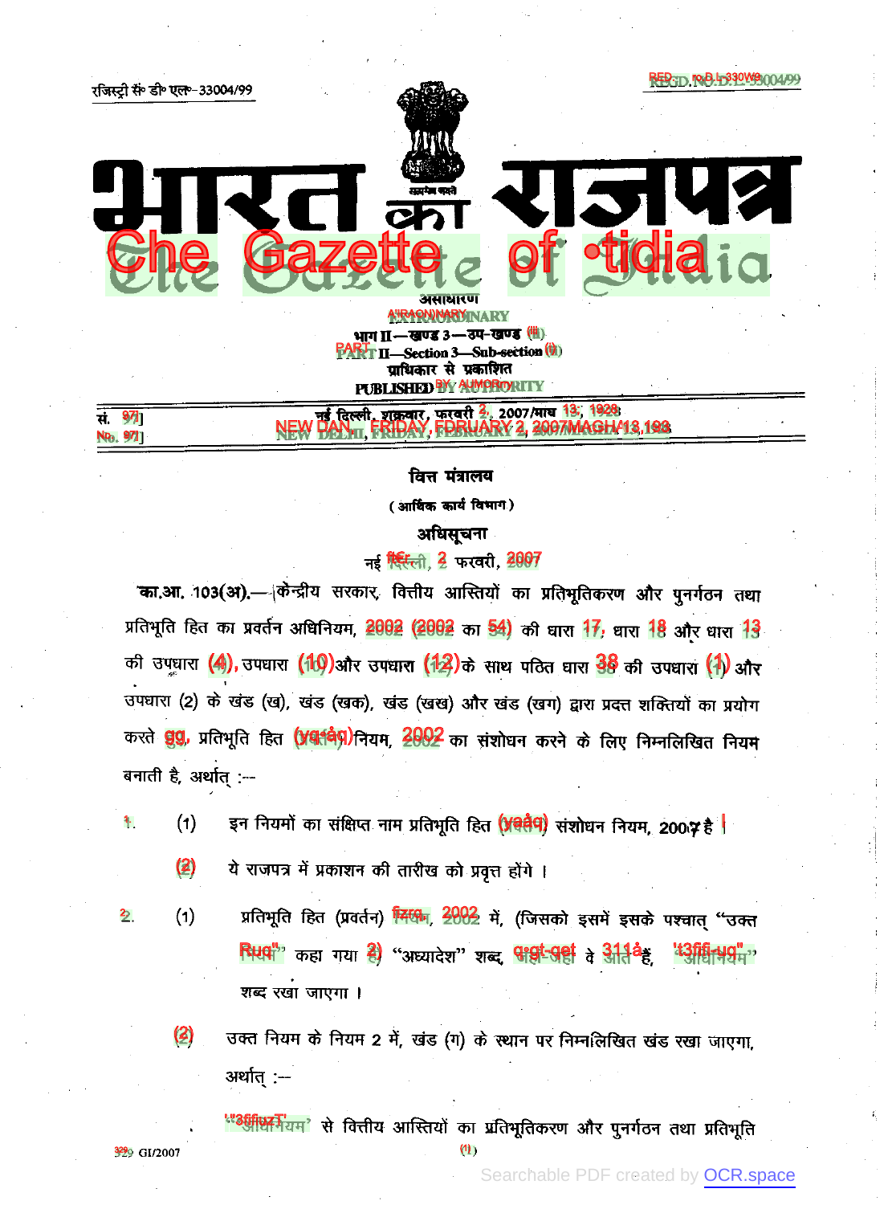रजिस्ट्री सं० डी० एल०-33004/99 REGD. NO. D. L.-33004/99

# भारत का राजपत्र
# The Gazette of India

असाधारण
EXTRAORDINARY

भाग II—खण्ड 3—उप-खण्ड (ii)
PART II—Section 3—Sub-section (ii)

प्राधिकार से प्रकाशित
PUBLISHED BY AUTHORITY

सं. 97] नई दिल्ली, शुक्रवार, फरवरी 2, 2007/माघ 13, 1928
No. 97] NEW DELHI, FRIDAY, FEBRUARY 2, 2007/MAGHA 13, 1928

## वित्त मंत्रालय

(आर्थिक कार्य विभाग)

### अधिसूचना

नई दिल्ली, 2 फरवरी, 2007

**का.आ. 103(अ).**—केन्द्रीय सरकार, वित्तीय आस्तियों का प्रतिभूतिकरण और पुनर्गठन तथा प्रतिभूति हित का प्रवर्तन अधिनियम, 2002 (2002 का 54) की धारा 17, धारा 18 और धारा 13 की उपधारा (4), उपधारा (10) और उपधारा (12) के साथ पठित धारा 38 की उपधारा (1) और उपधारा (2) के खंड (ख), खंड (खक), खंड (खख) और खंड (खग) द्वारा प्रदत्त शक्तियों का प्रयोग करते हुए, प्रतिभूति हित (प्रवर्तन) नियम, 2002 का संशोधन करने के लिए निम्नलिखित नियम बनाती है, अर्थात् :—

1. (1) इन नियमों का संक्षिप्त नाम प्रतिभूति हित (प्रवर्तन) संशोधन नियम, 2007 है ।

   (2) ये राजपत्र में प्रकाशन की तारीख को प्रवृत्त होंगे ।

2. (1) प्रतिभूति हित (प्रवर्तन) नियम, 2002 में, (जिसको इसमें इसके पश्चात् "उक्त नियम" कहा गया है) "अध्यादेश" शब्द, जहां-जहां वे आते हैं, "अधिनियम" शब्द रखा जाएगा ।

   (2) उक्त नियम के नियम 2 में, खंड (ग) के स्थान पर निम्नलिखित खंड रखा जाएगा, अर्थात् :—

   'अधिनियम' से वित्तीय आस्तियों का प्रतिभूतिकरण और पुनर्गठन तथा प्रतिभूति

329 GI/2007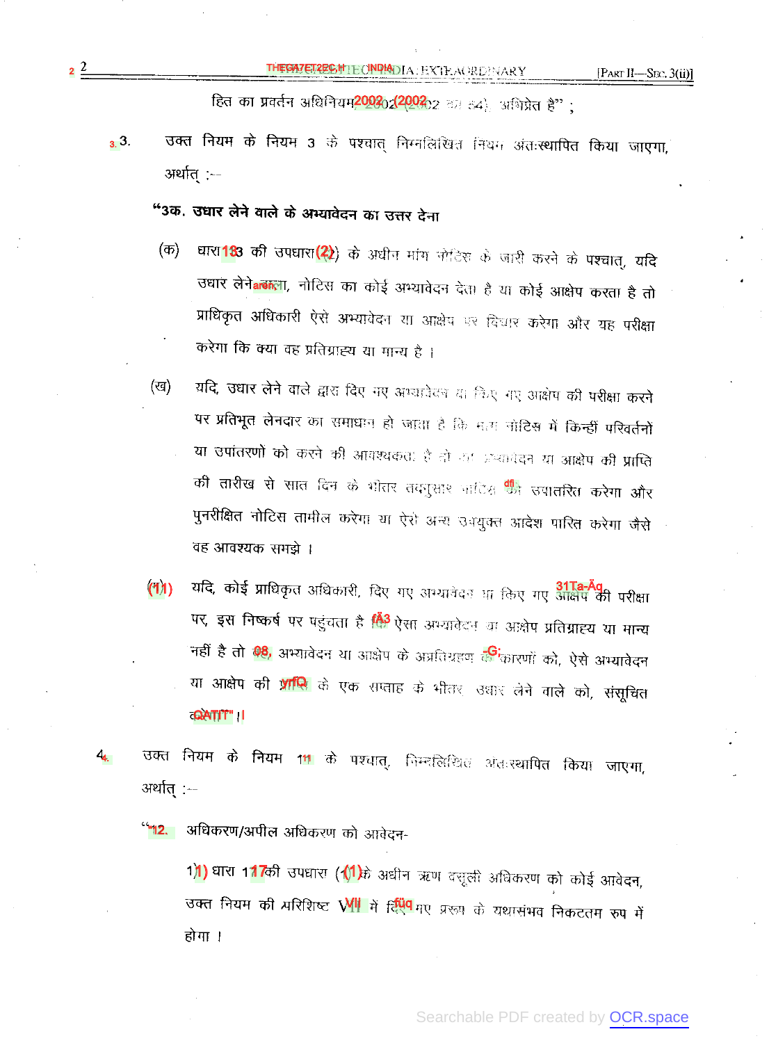हित का प्रवर्तन अधिनियम, 2002 (2002 का 54) अभिप्रेत है" ;

3. उक्त नियम के नियम 3 के पश्चात् निम्नलिखित नियम अंतःस्थापित किया जाएगा, अर्थात् :–

**"3क. उधार लेने वाले के अभ्यावेदन का उत्तर देना**

(क) धारा 13 की उपधारा (2) के अधीन मांग नोटिस के जारी करने के पश्चात्, यदि उधार लेने वाला, नोटिस का कोई अभ्यावेदन देता है या कोई आक्षेप करता है तो प्राधिकृत अधिकारी ऐसे अभ्यावेदन या आक्षेप पर विचार करेगा और यह परीक्षा करेगा कि क्या वह प्रतिग्राह्य या मान्य है ।

(ख) यदि, उधार लेने वाले द्वारा दिए गए अभ्यावेदन या किए गए आक्षेप की परीक्षा करने पर प्रतिभूत लेनदार का समाधान हो जाता है कि मांग नोटिस में किन्हीं परिवर्तनों या उपांतरणों को करने की आवश्यकता है तो वह अभ्यावेदन या आक्षेप की प्राप्ति की तारीख से सात दिन के भीतर तद्नुसार नोटिस को उपांतरित करेगा और पुनरीक्षित नोटिस तामील करेगा या ऐसे अन्य उपयुक्त आदेश पारित करेगा जैसे वह आवश्यक समझे ।

(ग) यदि, कोई प्राधिकृत अधिकारी, दिए गए अभ्यावेदन या किए गए आक्षेप की परीक्षा पर, इस निष्कर्ष पर पहुंचता है कि ऐसा अभ्यावेदन या आक्षेप प्रतिग्राह्य या मान्य नहीं है तो वह, अभ्यावेदन या आक्षेप के अप्रतिग्रहण के कारणों को, ऐसे अभ्यावेदन या आक्षेप की प्राप्ति के एक सप्ताह के भीतर उधार लेने वाले को, संसूचित करेगा ।"

4. उक्त नियम के नियम 11 के पश्चात्, निम्नलिखित अंतःस्थापित किया जाएगा, अर्थात् :–

"12. अधिकरण/अपील अधिकरण को आवेदन-

(1) धारा 17 की उपधारा (1) के अधीन ऋण वसूली अधिकरण को कोई आवेदन, उक्त नियम की परिशिष्ट VII में दिए गए प्ररूप के यथासंभव निकटतम रूप में होगा ।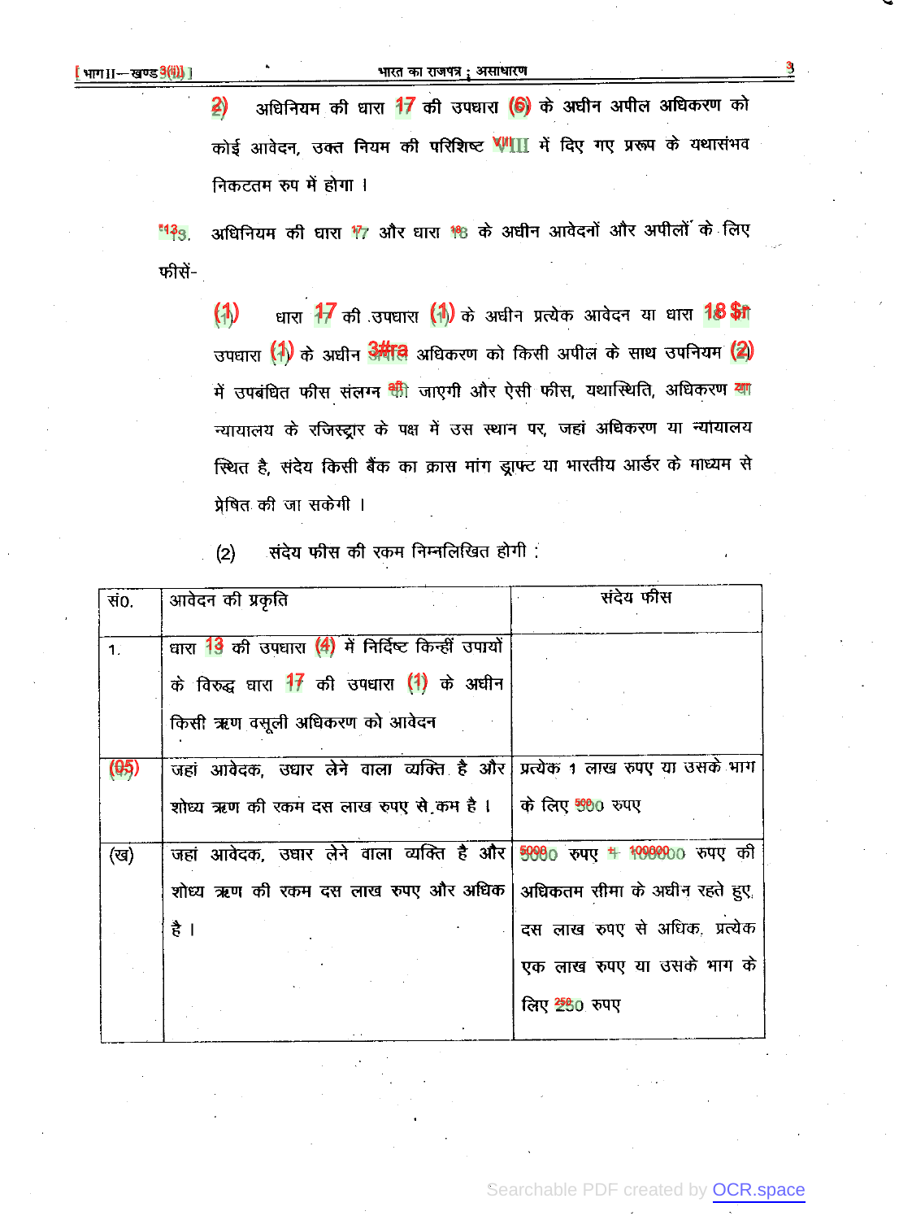(2) अधिनियम की धारा 17 की उपधारा (6) के अधीन अपील अधिकरण को कोई आवेदन, उक्त नियम की परिशिष्ट VIII में दिए गए प्ररूप के यथासंभव निकटतम रुप में होगा ।

13. अधिनियम की धारा 17 और धारा 18 के अधीन आवेदनों और अपीलों के लिए फीसें-

(1) धारा 17 की उपधारा (1) के अधीन प्रत्येक आवेदन या धारा 18 की उपधारा (1) के अधीन अपील अधिकरण को किसी अपील के साथ उपनियम (2) में उपबंधित फीस संलग्न की जाएगी और ऐसी फीस, यथास्थिति, अधिकरण या न्यायालय के रजिस्ट्रार के पक्ष में उस स्थान पर, जहां अधिकरण या न्यायालय स्थित है, संदेय किसी बैंक का क्रास मांग ड्राफ्ट या भारतीय आर्डर के माध्यम से प्रेषित की जा सकेगी ।

(2) संदेय फीस की रकम निम्नलिखित होगी :

| सं0. | आवेदन की प्रकृति | संदेय फीस |
|---|---|---|
| 1. | धारा 13 की उपधारा (4) में निर्दिष्ट किन्हीं उपायों के विरुद्ध धारा 17 की उपधारा (1) के अधीन किसी ऋण वसूली अधिकरण को आवेदन | |
| (क) | जहां आवेदक, उधार लेने वाला व्यक्ति है और शोध्य ऋण की रकम दस लाख रुपए से कम है । | प्रत्येक 1 लाख रुपए या उसके भाग के लिए 500 रुपए |
| (ख) | जहां आवेदक, उधार लेने वाला व्यक्ति है और शोध्य ऋण की रकम दस लाख रुपए और अधिक है । | 5000 रुपए + 100000 रुपए की अधिकतम सीमा के अधीन रहते हुए, दस लाख रुपए से अधिक, प्रत्येक एक लाख रुपए या उसके भाग के लिए 250 रुपए |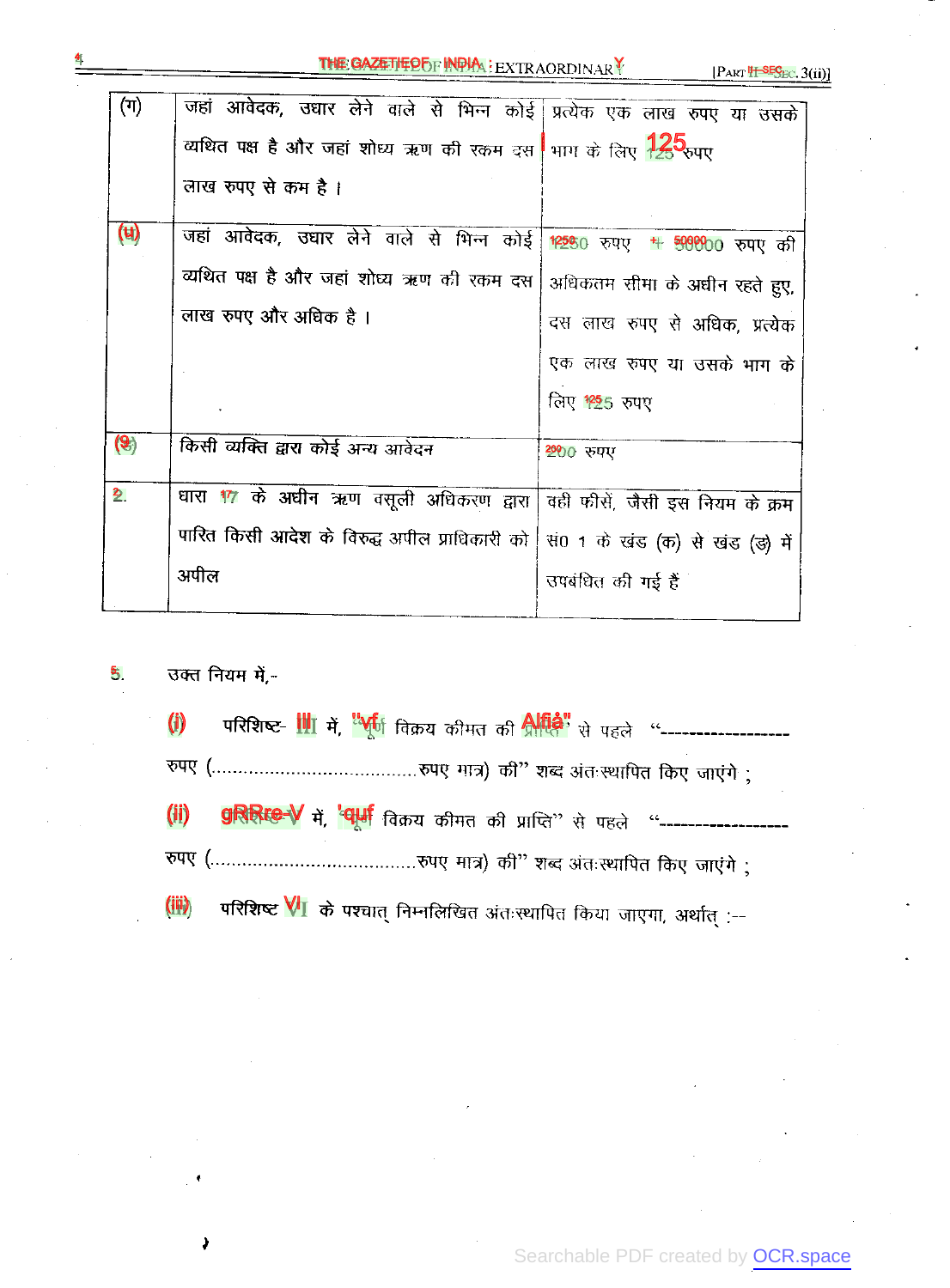| | | |
|---|---|---|
| (ग) | जहां आवेदक, उधार लेने वाले से भिन्न कोई व्यथित पक्ष है और जहां शोध्य ऋण की रकम दस लाख रुपए से कम है । | प्रत्येक एक लाख रुपए या उसके भाग के लिए 125 रुपए |
| (घ) | जहां आवेदक, उधार लेने वाले से भिन्न कोई व्यथित पक्ष है और जहां शोध्य ऋण की रकम दस लाख रुपए और अधिक है । | 1250 रुपए + 50000 रुपए की अधिकतम सीमा के अधीन रहते हुए, दस लाख रुपए से अधिक, प्रत्येक एक लाख रुपए या उसके भाग के लिए 125 रुपए |
| (ङ) | किसी व्यक्ति द्वारा कोई अन्य आवेदन | 200 रुपए |
| 2. | धारा 17 के अधीन ऋण वसूली अधिकरण द्वारा पारित किसी आदेश के विरुद्ध अपील प्राधिकारी को अपील | वही फीसें, जैसी इस नियम के क्रम सं0 1 के खंड (क) से खंड (ङ) में उपबंधित की गई हैं |

5. उक्त नियम में,-

(i) परिशिष्ट- III में, "पूर्ण विक्रय कीमत की प्राप्ति" से पहले "------------------ रुपए (......................................रुपए मात्र) की" शब्द अंतःस्थापित किए जाएंगे ;

(ii) परिशिष्ट-V में, "पूर्ण विक्रय कीमत की प्राप्ति" से पहले "------------------ रुपए (......................................रुपए मात्र) की" शब्द अंतःस्थापित किए जाएंगे ;

(iii) परिशिष्ट VI के पश्चात् निम्नलिखित अंतःस्थापित किया जाएगा, अर्थात् :--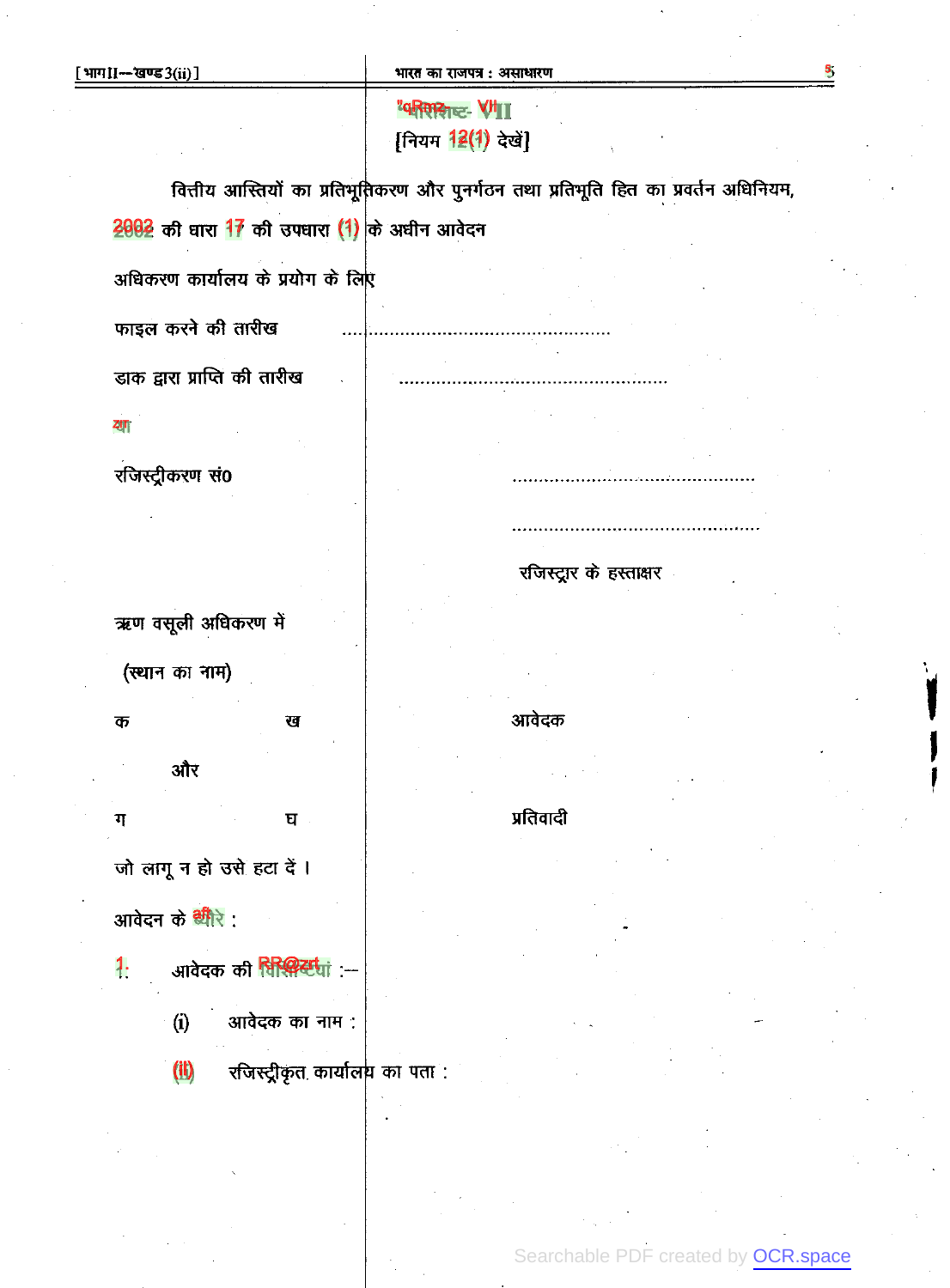"परिशिष्ट- VIII

[नियम 12(1) देखें]

वित्तीय आस्तियों का प्रतिभूतिकरण और पुनर्गठन तथा प्रतिभूति हित का प्रवर्तन अधिनियम, 2002 की धारा 17 की उपधारा (1) के अधीन आवेदन

अधिकरण कार्यालय के प्रयोग के लिए

फाइल करने की तारीख ..................................................

डाक द्वारा प्राप्ति की तारीख ..................................................

या

रजिस्ट्रीकरण सं0 ..................................................

..................................................

रजिस्ट्रार के हस्ताक्षर

ऋण वसूली अधिकरण में

(स्थान का नाम)

क ख आवेदक

और

ग घ प्रतिवादी

जो लागू न हो उसे हटा दें ।

आवेदन के ब्यौरे :

1. आवेदक की विशिष्टियां :—

(i) आवेदक का नाम :

(ii) रजिस्ट्रीकृत कार्यालय का पता :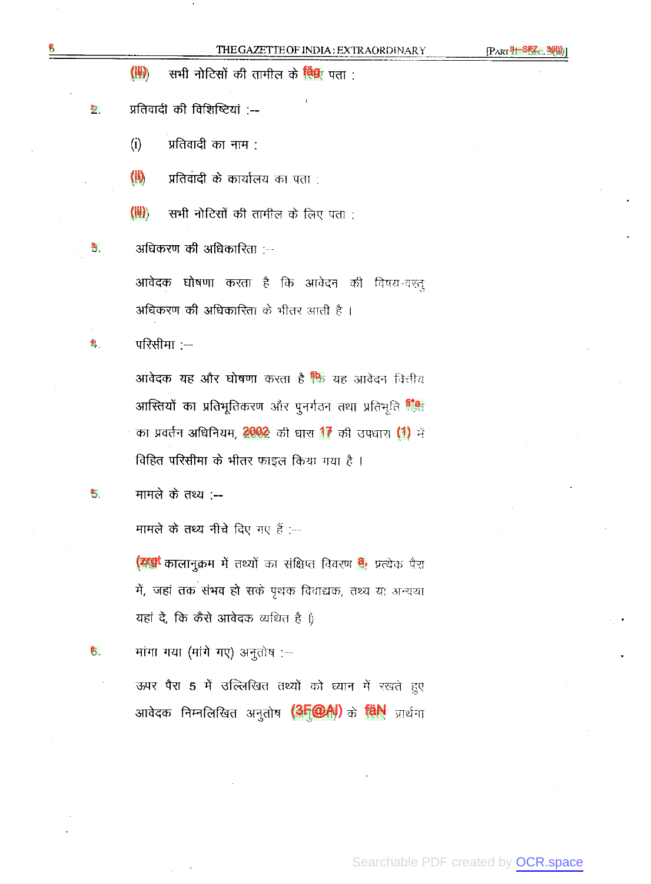(iii) सभी नोटिसों की तामील के लिए पता :

2. प्रतिवादी की विशिष्टियां :--

(i) प्रतिवादी का नाम :

(ii) प्रतिवादी के कार्यालय का पता :

(iii) सभी नोटिसों की तामील के लिए पता :

3. अधिकरण की अधिकारिता :--

आवेदक घोषणा करता है कि आवेदन की विषय-वस्तु अधिकरण की अधिकारिता के भीतर आती है ।

4. परिसीमा :--

आवेदक यह और घोषणा करता है कि यह आवेदन वित्तीय आस्तियों का प्रतिभूतिकरण और पुनर्गठन तथा प्रतिभूति हित का प्रवर्तन अधिनियम, 2002 की धारा 17 की उपधारा (1) में विहित परिसीमा के भीतर फाइल किया गया है ।

5. मामले के तथ्य :--

मामले के तथ्य नीचे दिए गए हैं :--

(कालानुक्रम में तथ्यों का संक्षिप्त विवरण दें, प्रत्येक पैरा में, जहां तक संभव हो सके पृथक विवाद्यक, तथ्य या अन्यथा यहां दें, कि कैसे आवेदक व्यथित है ।)

6. मांगा गया (मांगे गए) अनुतोष :--

ऊपर पैरा 5 में उल्लिखित तथ्यों को ध्यान में रखते हुए आवेदक निम्नलिखित अनुतोष (अनुतोषों) के लिए प्रार्थना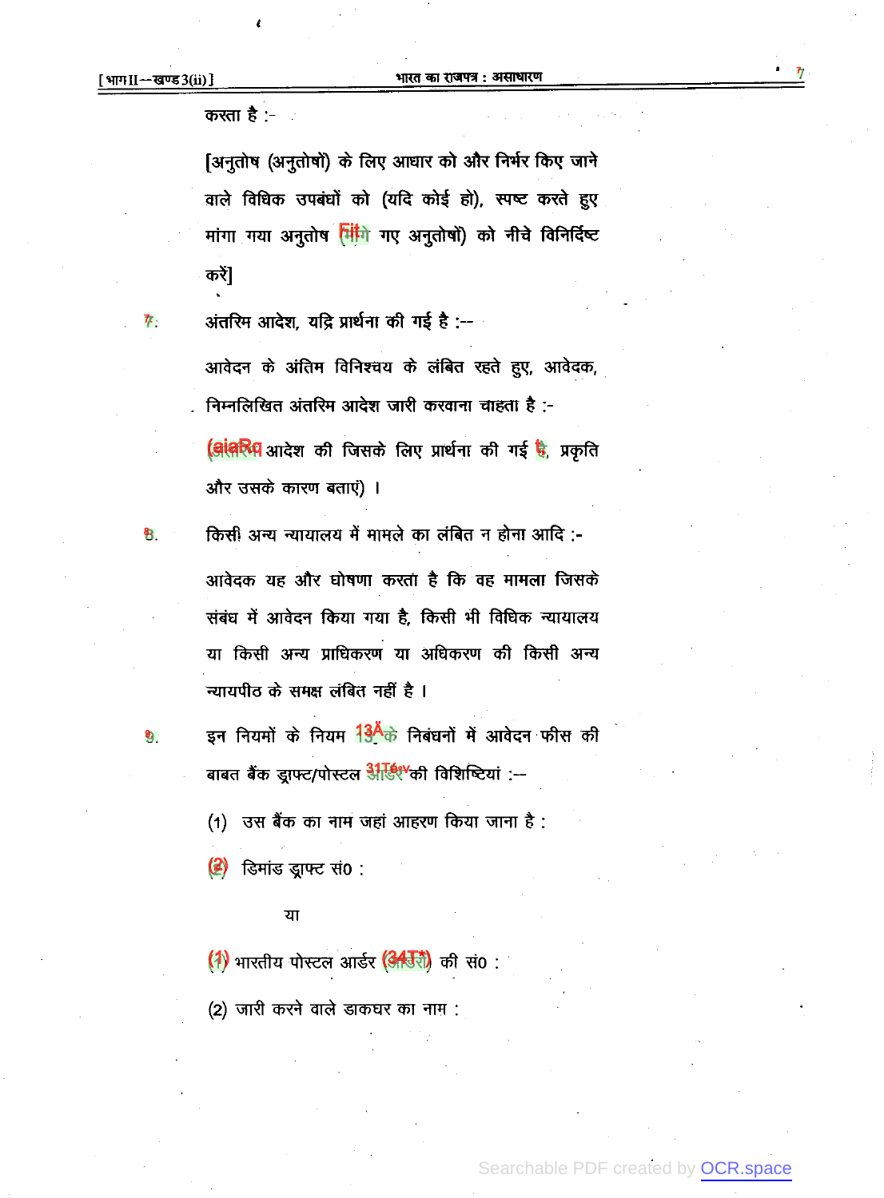करता है :-

[अनुतोष (अनुतोषों) के लिए आधार को और निर्भर किए जाने वाले विधिक उपबंधों को (यदि कोई हो), स्पष्ट करते हुए मांगा गया अनुतोष (मांगे गए अनुतोषों) को नीचे विनिर्दिष्ट करें]

7. अंतरिम आदेश, यदि प्रार्थना की गई है :--

आवेदन के अंतिम विनिश्चय के लंबित रहते हुए, आवेदक, निम्नलिखित अंतरिम आदेश जारी करवाना चाहता है :-

(अंतरिम आदेश की जिसके लिए प्रार्थना की गई है, प्रकृति और उसके कारण बताएं) ।

8. किसी अन्य न्यायालय में मामले का लंबित न होना आदि :-

आवेदक यह और घोषणा करता है कि वह मामला जिसके संबंध में आवेदन किया गया है, किसी भी विधिक न्यायालय या किसी अन्य प्राधिकरण या अधिकरण की किसी अन्य न्यायपीठ के समक्ष लंबित नहीं है ।

9. इन नियमों के नियम 13 के निबंधनों में आवेदन फीस की बाबत बैंक ड्राफ्ट/पोस्टल आर्डर की विशिष्टियां :--

(1) उस बैंक का नाम जहां आहरण किया जाना है :

(2) डिमांड ड्राफ्ट सं0 :

या

(1) भारतीय पोस्टल आर्डर (आर्डरों) की सं0 :

(2) जारी करने वाले डाकघर का नाम :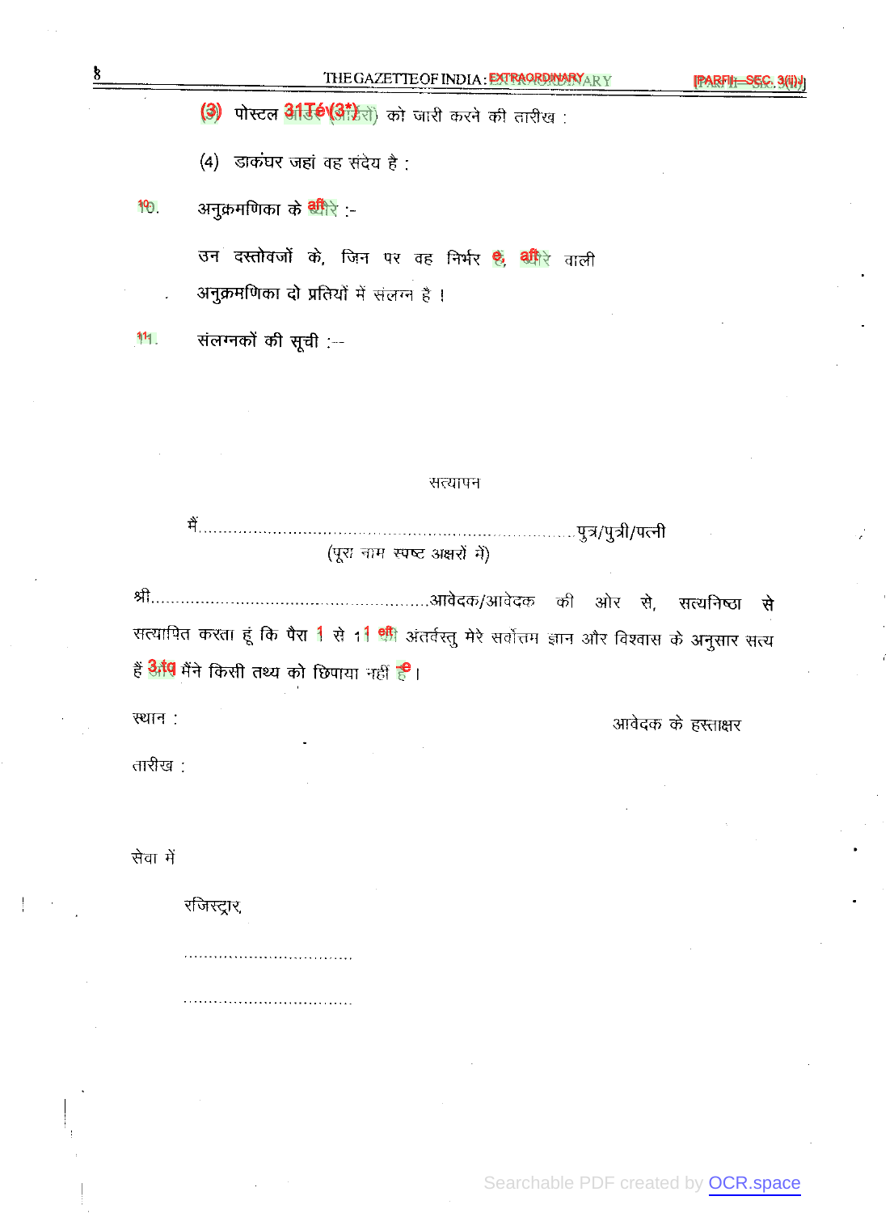(3) पोस्टल आर्डर (आदेश) को जारी करने की तारीख :

(4) डाकघर जहां वह संदेय है :

10. अनुक्रमणिका के ब्यौरे :-

उन दस्तोवजों के, जिन पर वह निर्भर है, ब्यौरे वाली अनुक्रमणिका दो प्रतियों में संलग्न है ।

11. संलग्नकों की सूची :--

सत्यापन

मैं.......................................................................पुत्र/पुत्री/पत्नी
(पूरा नाम स्पष्ट अक्षरों में)

श्री.....................................................आवेदक/आवेदक की ओर से, सत्यनिष्ठा से सत्यापित करता हूं कि पैरा 1 से 11 की अंतर्वस्तु मेरे सर्वोत्तम ज्ञान और विश्वास के अनुसार सत्य हैं और मैंने किसी तथ्य को छिपाया नहीं है ।

स्थान : आवेदक के हस्ताक्षर

तारीख :

सेवा में

रजिस्ट्रार,

.................................

.................................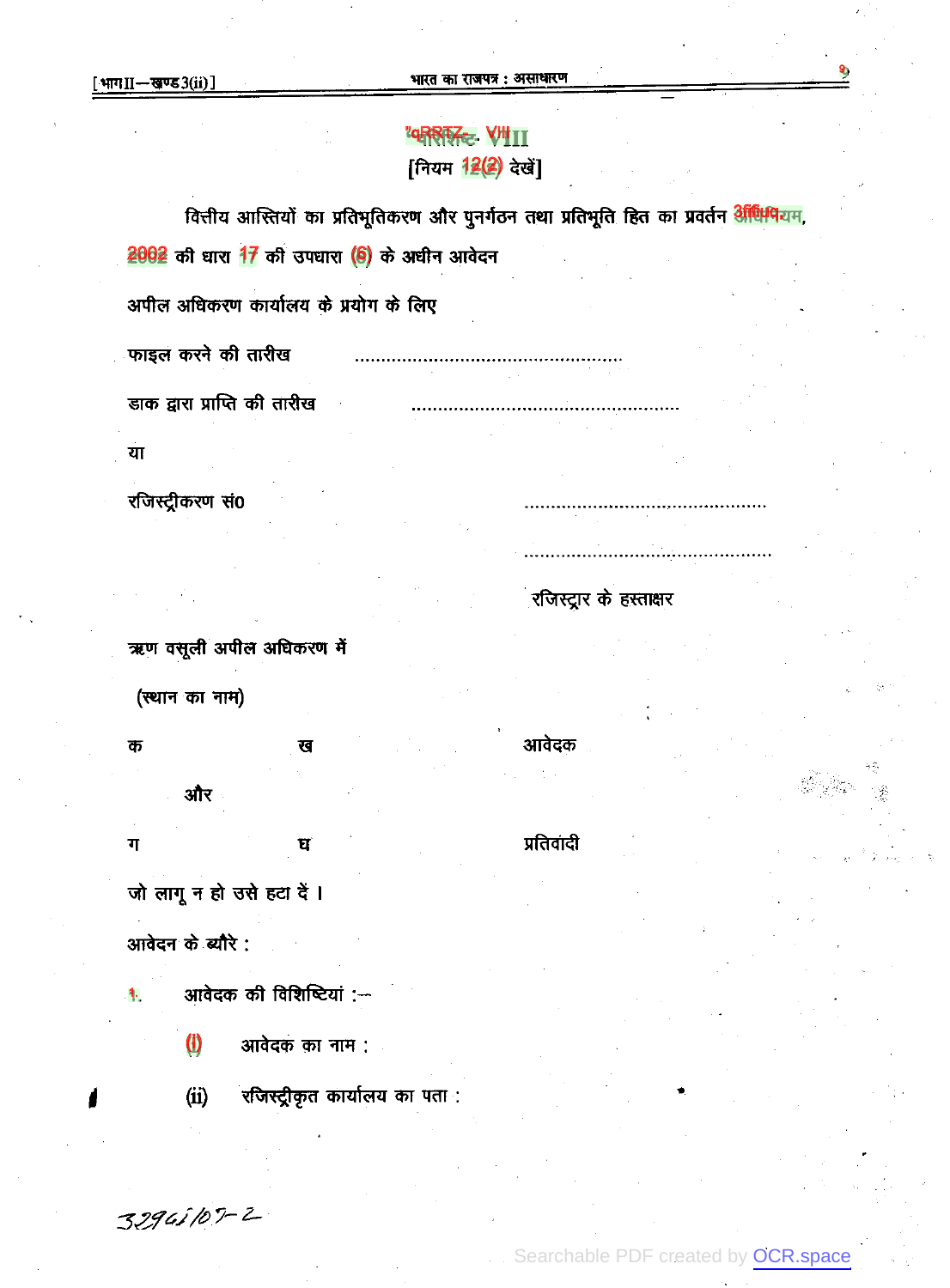# परिशिष्ट-VIII

[नियम 12(2) देखें]

वित्तीय आस्तियों का प्रतिभूतिकरण और पुनर्गठन तथा प्रतिभूति हित का प्रवर्तन अधिनियम, 2002 की धारा 17 की उपधारा (6) के अधीन आवेदन

अपील अधिकरण कार्यालय के प्रयोग के लिए

फाइल करने की तारीख ..................................................

डाक द्वारा प्राप्ति की तारीख ..................................................

या

रजिस्ट्रीकरण सं० ..................................................

..................................................

रजिस्ट्रार के हस्ताक्षर

ऋण वसूली अपील अधिकरण में

(स्थान का नाम)

क ख आवेदक

और

ग घ प्रतिवादी

जो लागू न हो उसे हटा दें ।

आवेदन के ब्यौरे :

1. आवेदक की विशिष्टियां :—

   (i) आवेदक का नाम :

   (ii) रजिस्ट्रीकृत कार्यालय का पता :

3296i/07-2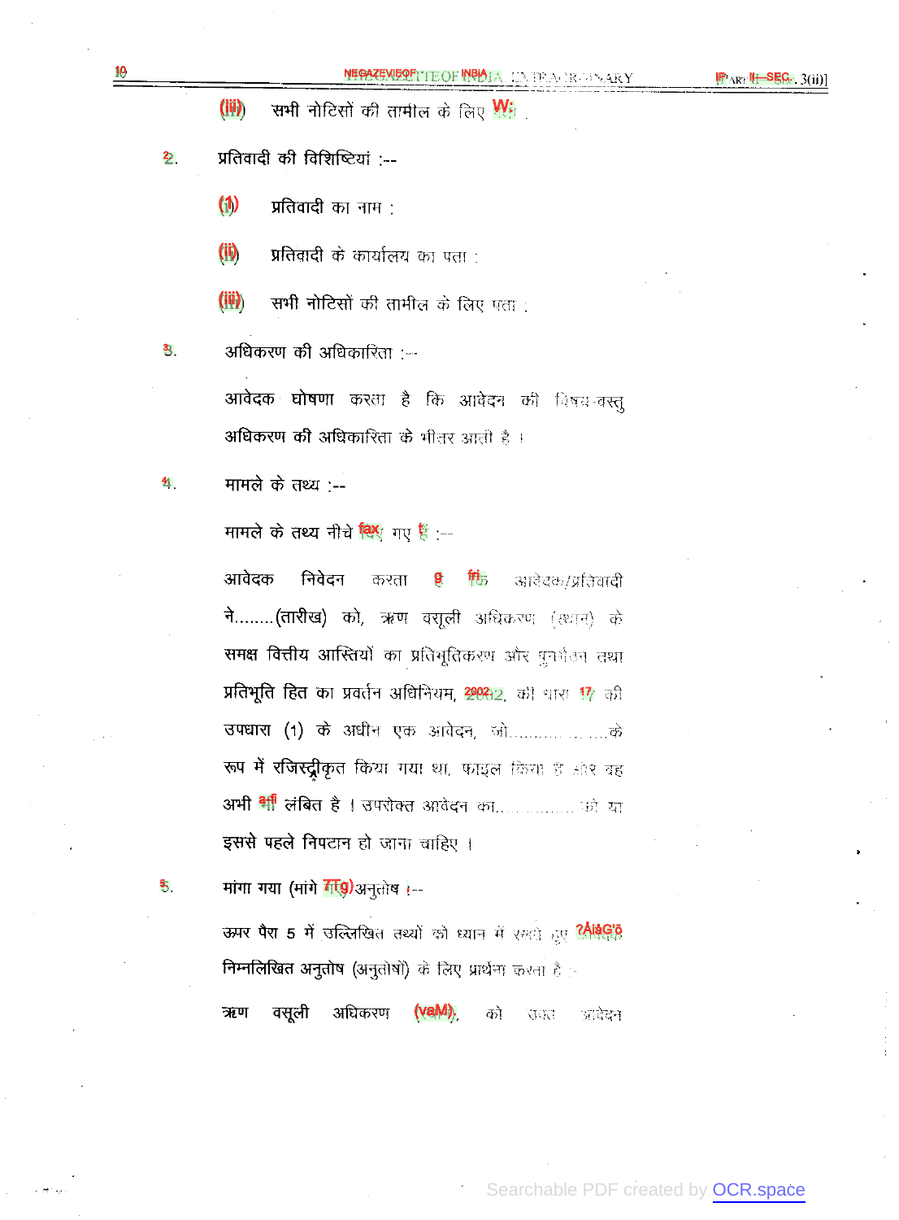(iii) सभी नोटिसों की तामील के लिए पता ।

2. प्रतिवादी की विशिष्टियां :--

(i) प्रतिवादी का नाम :

(ii) प्रतिवादी के कार्यालय का पता :

(iii) सभी नोटिसों की तामील के लिए पता :

3. अधिकरण की अधिकारिता :--

आवेदक घोषणा करता है कि आवेदन की विषय-वस्तु अधिकरण की अधिकारिता के भीतर आती है ।

4. मामले के तथ्य :--

मामले के तथ्य नीचे दिए गए हैं :--

आवेदक निवेदन करता है कि आवेदक/प्रतिवादी ने........(तारीख) को, ऋण वसूली अधिकरण (स्थान) के समक्ष वित्तीय आस्तियों का प्रतिभूतिकरण और पुनर्गठन तथा प्रतिभूति हित का प्रवर्तन अधिनियम, 2002, की धारा 17 की उपधारा (1) के अधीन एक आवेदन, जो........................के रूप में रजिस्ट्रीकृत किया गया था, फाइल किया है और वह अभी भी लंबित है । उपरोक्त आवेदन का......................को या इससे पहले निपटान हो जाना चाहिए ।

5. मांगा गया (मांगे गए) अनुतोष :--

ऊपर पैरा 5 में उल्लिखित तथ्यों को ध्यान में रखते हुए आवेदक निम्नलिखित अनुतोष (अनुतोषों) के लिए प्रार्थना करता है :-

ऋण वसूली अधिकरण (स्थान), को उक्त आवेदन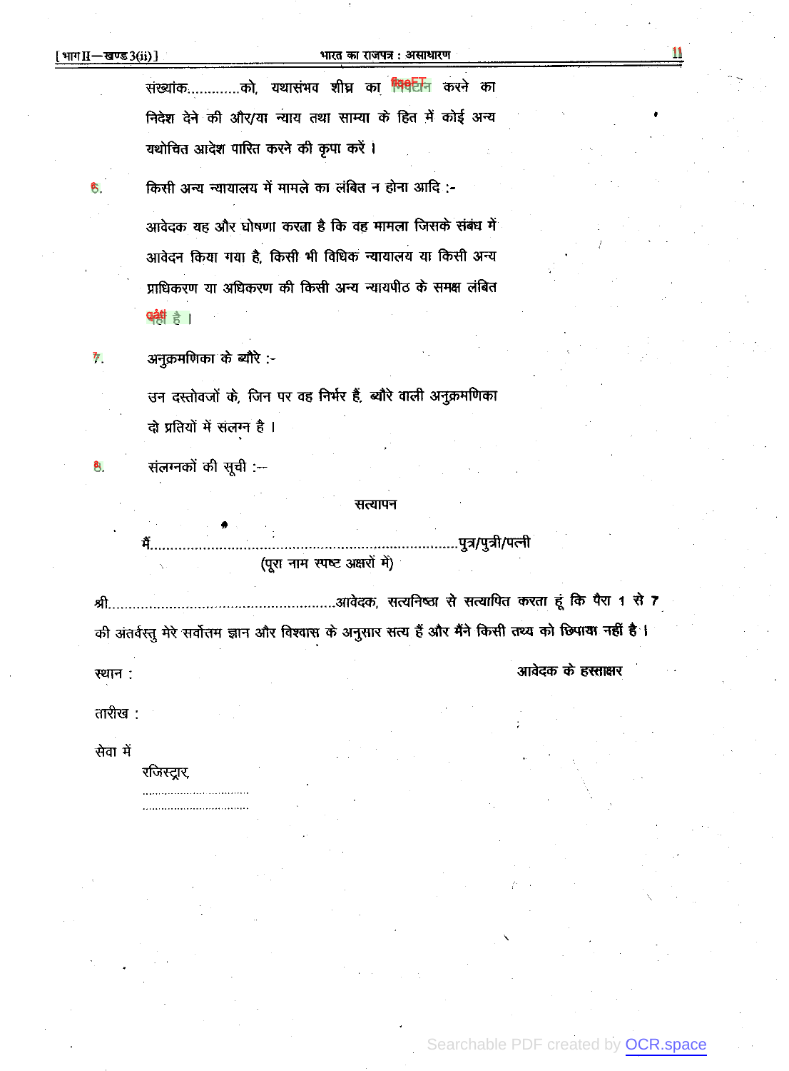संख्यांक............को, यथासंभव शीघ्र का निपटान करने का निदेश देने की और/या न्याय तथा साम्या के हित में कोई अन्य यथोचित आदेश पारित करने की कृपा करें ।

6. किसी अन्य न्यायालय में मामले का लंबित न होना आदि :-

आवेदक यह और घोषणा करता है कि वह मामला जिसके संबंध में आवेदन किया गया है, किसी भी विधिक न्यायालय या किसी अन्य प्राधिकरण या अधिकरण की किसी अन्य न्यायपीठ के समक्ष लंबित नहीं है ।

7. अनुक्रमणिका के ब्यौरे :-

उन दस्तावेजों के, जिन पर वह निर्भर है, ब्यौरे वाली अनुक्रमणिका दो प्रतियों में संलग्न है ।

8. संलग्नकों की सूची :—

**सत्यापन**

मैं..........................................................................पुत्र/पुत्री/पत्नी
(पूरा नाम स्पष्ट अक्षरों में)

श्री.....................................................आवेदक, सत्यनिष्ठा से सत्यापित करता हूं कि पैरा 1 से 7 की अंतर्वस्तु मेरे सर्वोत्तम ज्ञान और विश्वास के अनुसार सत्य हैं और मैंने किसी तथ्य को छिपाया नहीं है ।

स्थान : आवेदक के हस्ताक्षर

तारीख :

सेवा में

रजिस्ट्रार,
..................................
..................................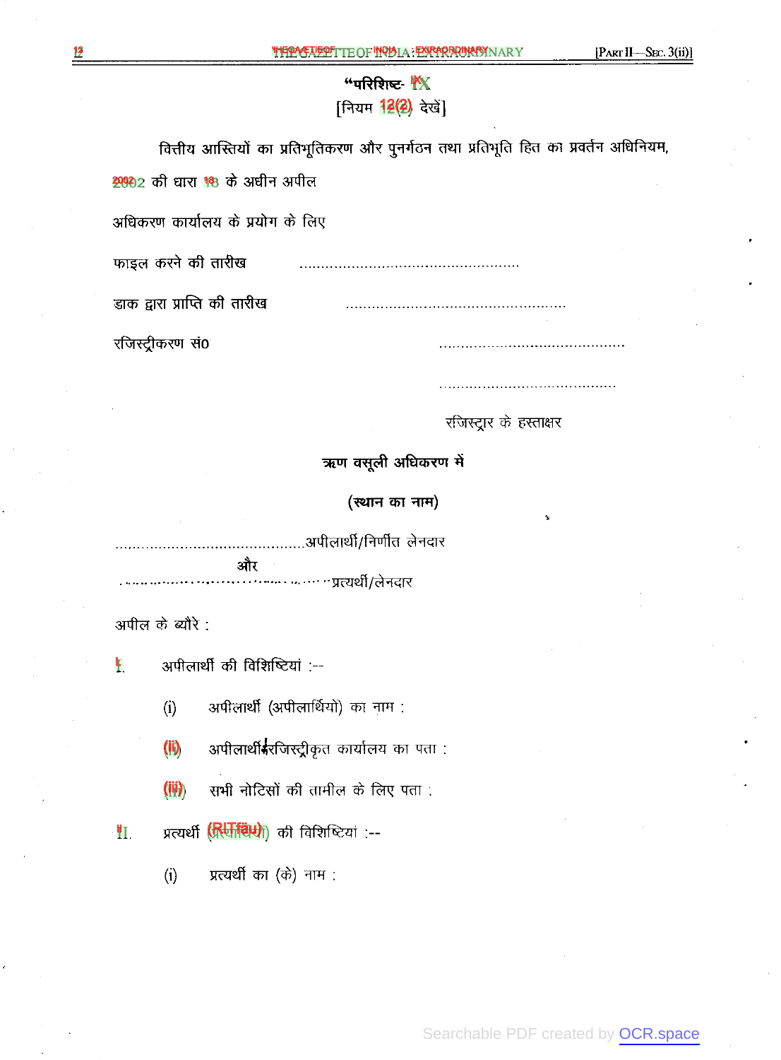"परिशिष्ट- IX

[नियम 12(2) देखें]

वित्तीय आस्तियों का प्रतिभूतिकरण और पुनर्गठन तथा प्रतिभूति हित का प्रवर्तन अधिनियम, 2002 की धारा 18 के अधीन अपील

अधिकरण कार्यालय के प्रयोग के लिए

फाइल करने की तारीख ..................................................

डाक द्वारा प्राप्ति की तारीख ..................................................

रजिस्ट्रीकरण सं० ..........................................

.........................................

रजिस्ट्रार के हस्ताक्षर

**ऋण वसूली अधिकरण में**

**(स्थान का नाम)**

............................................अपीलार्थी/निर्णीत लेनदार

और

..........................................प्रत्यर्थी/लेनदार

अपील के ब्यौरे :

I. अपीलार्थी की विशिष्टियां :--

(i) अपीलार्थी (अपीलार्थियों) का नाम :

(ii) अपीलार्थी/रजिस्ट्रीकृत कार्यालय का पता :

(iii) सभी नोटिसों की तामील के लिए पता :

II. प्रत्यर्थी (प्रत्यर्थियों) की विशिष्टियां :--

(i) प्रत्यर्थी का (के) नाम :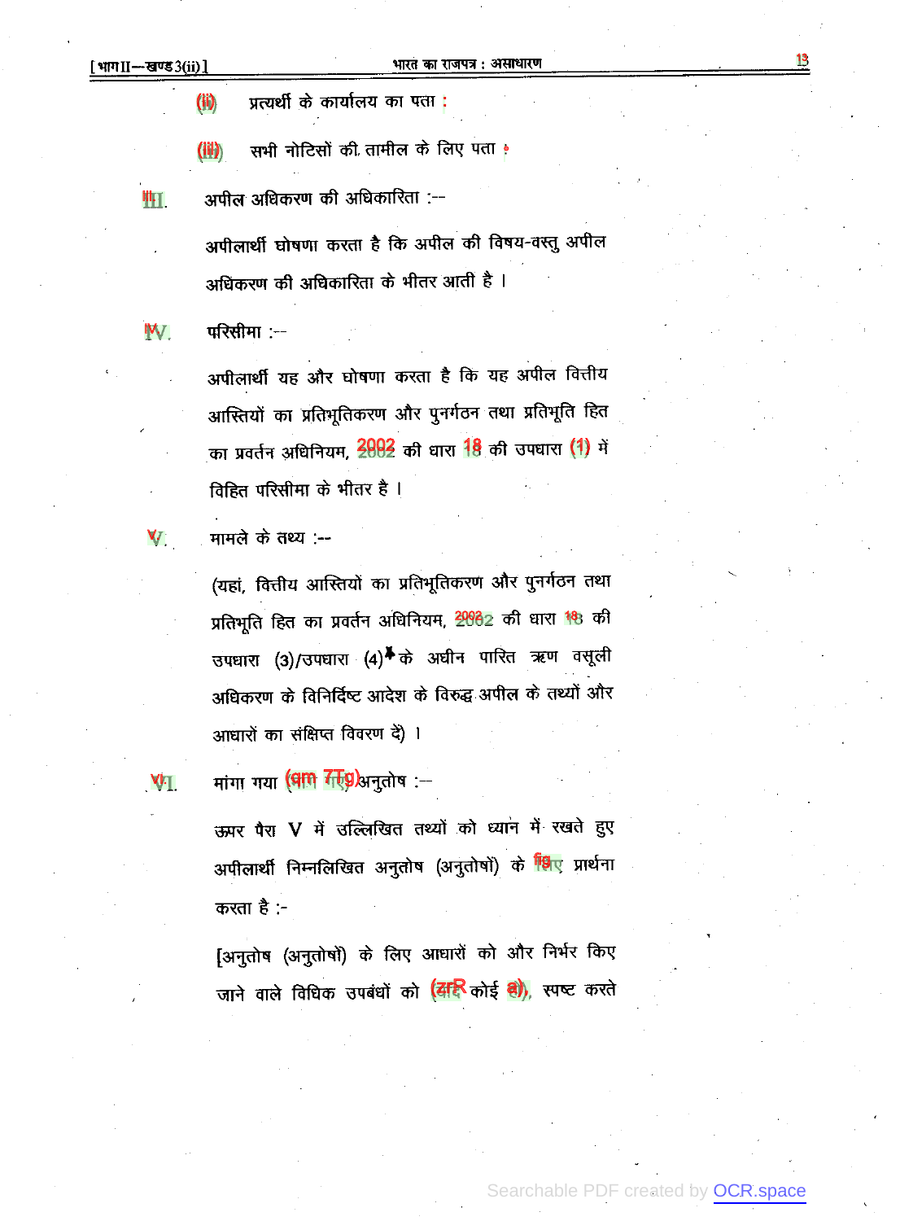(ii) प्रत्यर्थी के कार्यालय का पता :

(iii) सभी नोटिसों की तामील के लिए पता :

III. अपील अधिकरण की अधिकारिता :--

अपीलार्थी घोषणा करता है कि अपील की विषय-वस्तु अपील अधिकरण की अधिकारिता के भीतर आती है ।

IV. परिसीमा :--

अपीलार्थी यह और घोषणा करता है कि यह अपील वित्तीय आस्तियों का प्रतिभूतिकरण और पुनर्गठन तथा प्रतिभूति हित का प्रवर्तन अधिनियम, 2002 की धारा 18 की उपधारा (1) में विहित परिसीमा के भीतर है ।

V. मामले के तथ्य :--

(यहां, वित्तीय आस्तियों का प्रतिभूतिकरण और पुनर्गठन तथा प्रतिभूति हित का प्रवर्तन अधिनियम, 2002 की धारा 18 की उपधारा (3)/उपधारा (4)* के अधीन पारित ऋण वसूली अधिकरण के विनिर्दिष्ट आदेश के विरुद्ध अपील के तथ्यों और आधारों का संक्षिप्त विवरण दें) ।

VI. मांगा गया (मांगे गए) अनुतोष :--

ऊपर पैरा V में उल्लिखित तथ्यों को ध्यान में रखते हुए अपीलार्थी निम्नलिखित अनुतोष (अनुतोषों) के लिए प्रार्थना करता है :-

[अनुतोष (अनुतोषों) के लिए आधारों को और निर्भर किए जाने वाले विधिक उपबंधों को (यदि कोई हों), स्पष्ट करते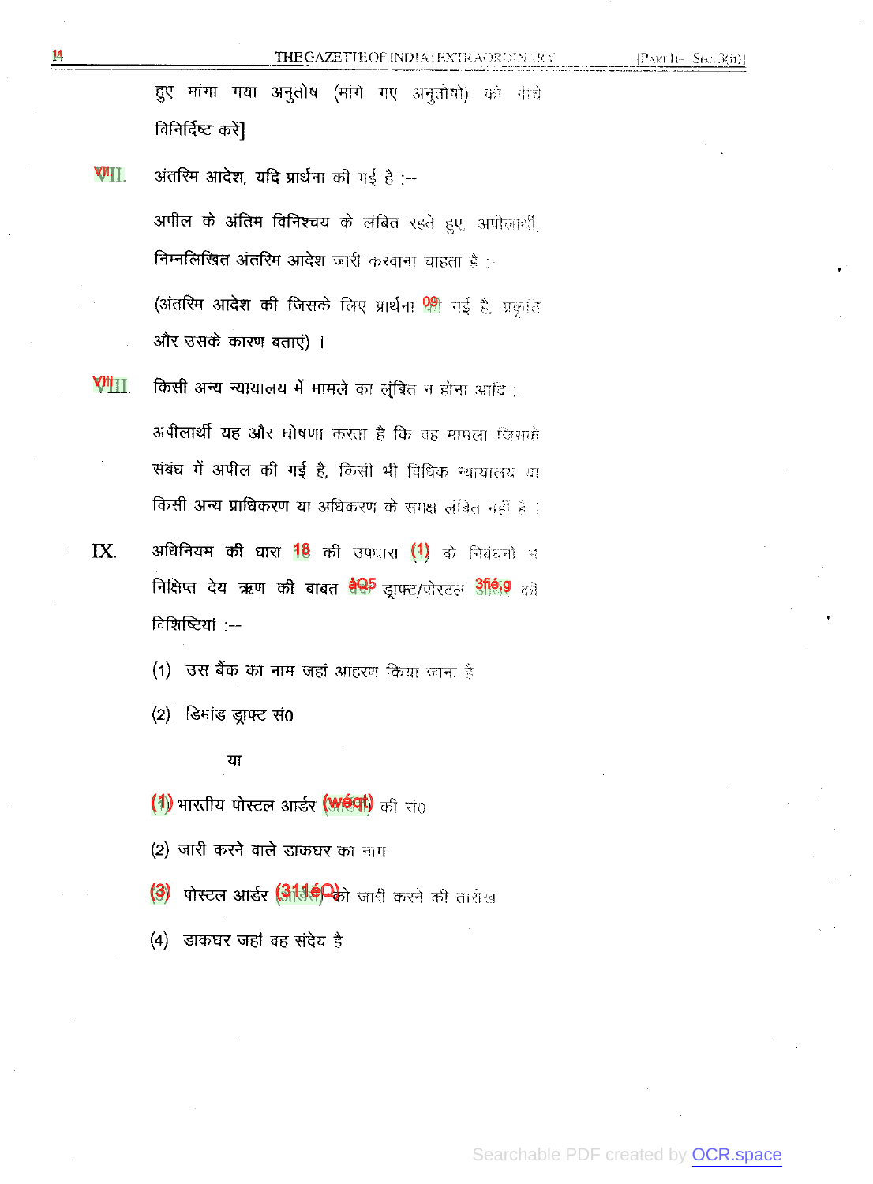हुए मांगा गया अनुतोष (मांगे गए अनुतोषों) को नीचे विनिर्दिष्ट करें]

VII. अंतरिम आदेश, यदि प्रार्थना की गई है :--

अपील के अंतिम विनिश्चय के लंबित रहते हुए, अपीलार्थी, निम्नलिखित अंतरिम आदेश जारी करवाना चाहता है :-

(अंतरिम आदेश की जिसके लिए प्रार्थना की गई है, प्रकृति और उसके कारण बताएं) ।

VIII. किसी अन्य न्यायालय में मामले का लंबित न होना आदि :-

अपीलार्थी यह और घोषणा करता है कि वह मामला जिसके संबंध में अपील की गई है, किसी भी विधिक न्यायालय या किसी अन्य प्राधिकरण या अधिकरण के समक्ष लंबित नहीं है ।

IX. अधिनियम की धारा 18 की उपधारा (1) के निबंधनों में निक्षिप्त देय ऋण की बाबत बैंक ड्राफ्ट/पोस्टल आर्डर की विशिष्टियां :--

(1) उस बैंक का नाम जहां आहरण किया जाना है

(2) डिमांड ड्राफ्ट सं०

या

(1) भारतीय पोस्टल आर्डर (आर्डरों) की सं०

(2) जारी करने वाले डाकघर का नाम

(3) पोस्टल आर्डर (आर्डरों) को जारी करने की तारीख

(4) डाकघर जहां वह संदेय है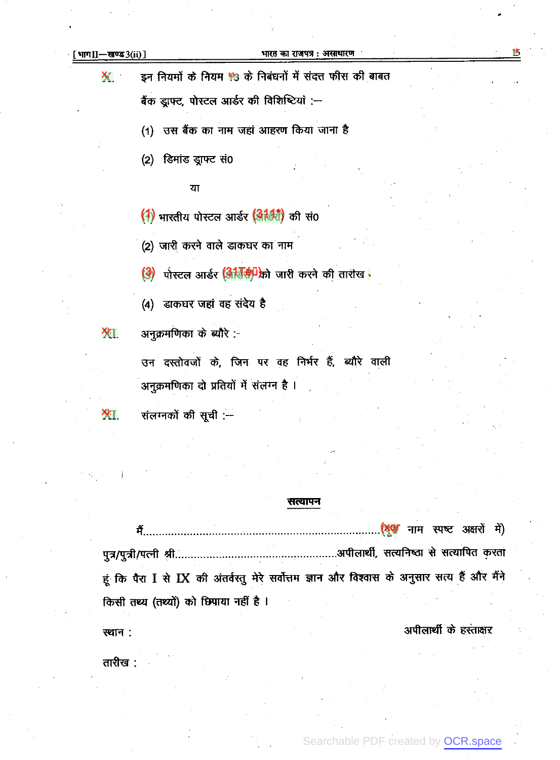X. इन नियमों के नियम 13 के निबंधनों में संदत्त फीस की बाबत बैंक ड्राफ्ट, पोस्टल आर्डर की विशिष्टियां :—

(1) उस बैंक का नाम जहां आहरण किया जाना है

(2) डिमांड ड्राफ्ट सं०

या

(1) भारतीय पोस्टल आर्डर (आर्डरों) की सं०

(2) जारी करने वाले डाकघर का नाम

(3) पोस्टल आर्डर (आर्डरों) को जारी करने की तारीख

(4) डाकघर जहां वह संदेय है

XI. अनुक्रमणिका के ब्यौरे :-

उन दस्तोवजों के, जिन पर वह निर्भर हैं, ब्यौरे वाली अनुक्रमणिका दो प्रतियों में संलग्न है ।

XII. संलग्नकों की सूची :--

## सत्यापन

मैं.......................................................................................(पूरा नाम स्पष्ट अक्षरों में) पुत्र/पुत्री/पत्नी श्री..................................................अपीलार्थी, सत्यनिष्ठा से सत्यापित करता हूं कि पैरा I से IX की अंतर्वस्तु मेरे सर्वोत्तम ज्ञान और विश्वास के अनुसार सत्य हैं और मैंने किसी तथ्य (तथ्यों) को छिपाया नहीं है ।

स्थान : अपीलार्थी के हस्ताक्षर

तारीख :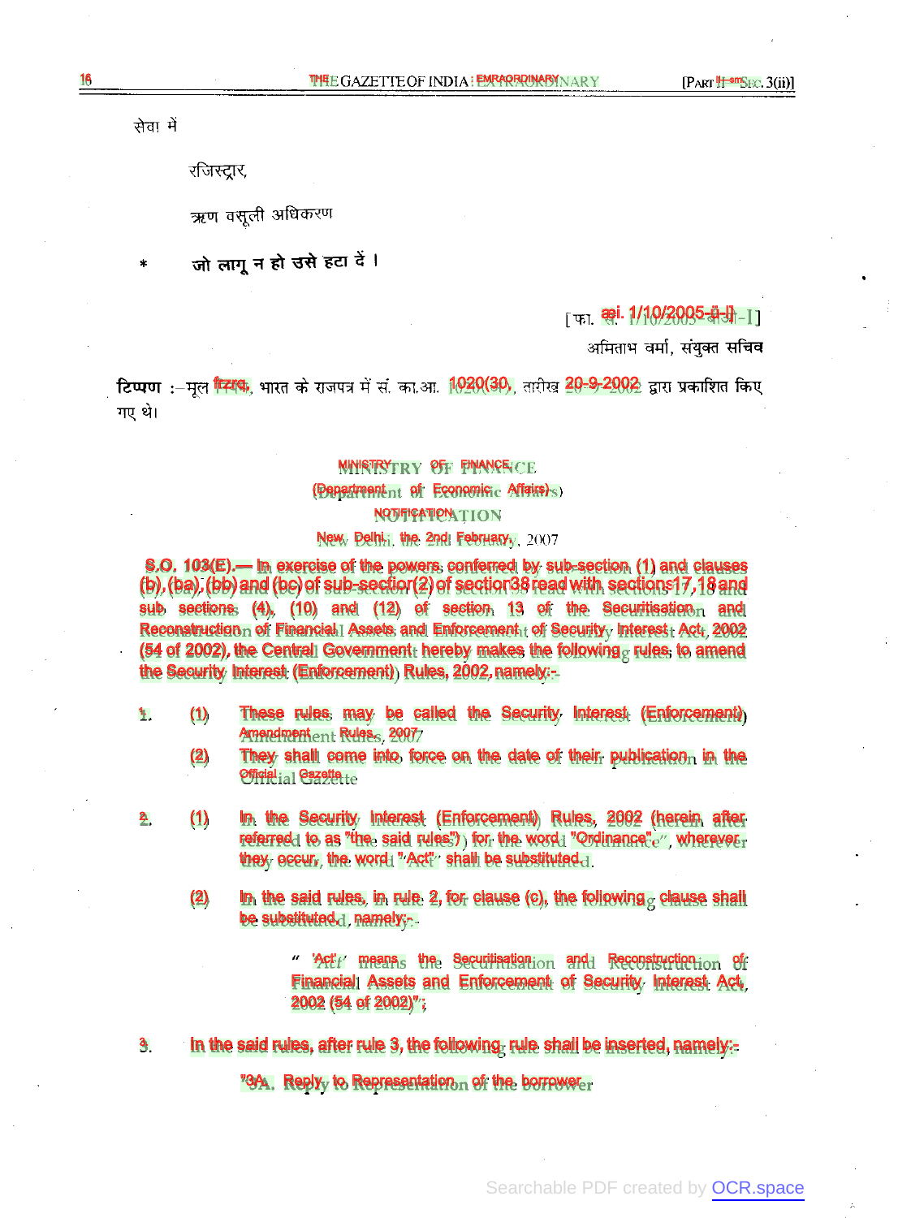सेवा में

रजिस्ट्रार,

ऋण वसूली अधिकरण

\* जो लागू न हो उसे हटा दें ।

[फा. सं. 1/10/2005-आर्थ-I]

अमिताभ वर्मा, संयुक्त सचिव

**टिप्पण :**—मूल नियम, भारत के राजपत्र में सं. का.आ. 1020(अ), तारीख 20-9-2002 द्वारा प्रकाशित किए गए थे।

## MINISTRY OF FINANCE

### (Department of Economic Affairs)

### NOTIFICATION

New Delhi, the 2nd February, 2007

**S.O. 103(E).**— In exercise of the powers conferred by sub-section (1) and clauses (b), (ba), (bb) and (bc) of sub-section (2) of section 38 read with sections 17, 18 and sub sections (4), (10) and (12) of section 13 of the Securitisation and Reconstruction of Financial Assets and Enforcement of Security Interest Act, 2002 (54 of 2002), the Central Government hereby makes the following rules to amend the Security Interest (Enforcement) Rules, 2002, namely:-

1. (1) These rules may be called the Security Interest (Enforcement) Amendment Rules, 2007

   (2) They shall come into force on the date of their publication in the Official Gazette

2. (1) In the Security Interest (Enforcement) Rules, 2002 (herein after referred to as "the said rules") for the word "Ordinance", wherever they occur, the word "Act" shall be substituted.

   (2) In the said rules, in rule 2, for clause (c), the following clause shall be substituted, namely:-

   " 'Act' means the Securitisation and Reconstruction of Financial Assets and Enforcement of Security Interest Act, 2002 (54 of 2002)";

3. In the said rules, after rule 3, the following rule shall be inserted, namely:-

   "3A. Reply to Representation of the borrower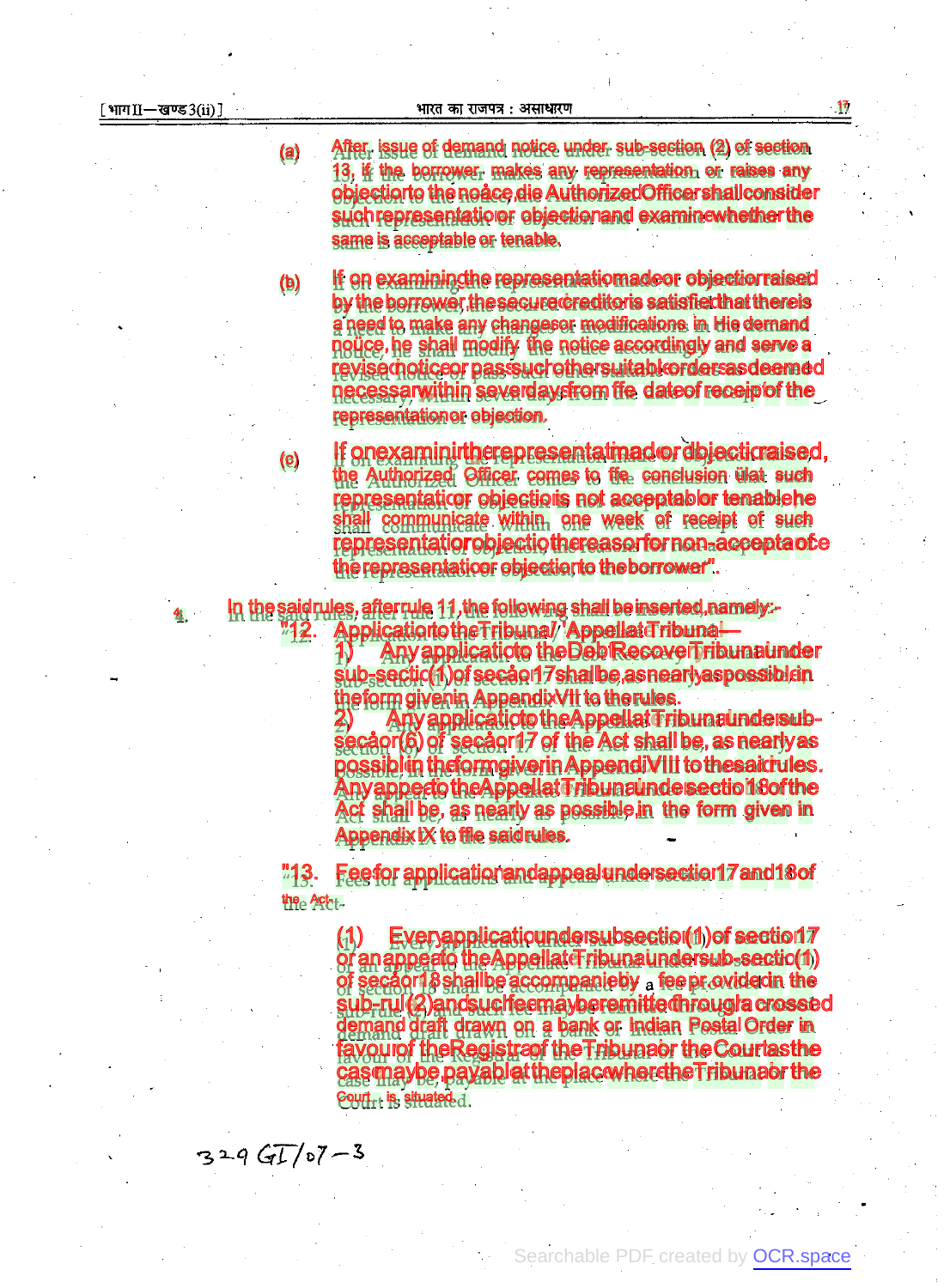(a) After issue of demand notice under sub-section (2) of section 13, if the borrower makes any representation or raises any objection to the notice, the Authorized Officer shall consider such representation or objection and examine whether the same is acceptable or tenable.

(b) If on examining the representation made or objection raised by the borrower, the secured creditor is satisfied that there is a need to make any changes or modifications in the demand notice, he shall modify the notice accordingly and serve a revised notice or pass such other suitable orders as deemed necessary, within seven days from the date of receipt of the representation or objection.

(c) If on examining the representation made or objection raised, the Authorized Officer comes to the conclusion that such representation or objection is not acceptable or tenable, he shall communicate within one week of receipt of such representation or objection the reasons for non-acceptance of the representation or objection to the borrower".

4. In the said rules, after rule 11, the following shall be inserted, namely:-

"12. Application to the Tribunal / Appellate Tribunal—

1) Any application to the Debt Recovery Tribunal under sub-section (1) of section 17 shall be, as nearly as possible in the form given in Appendix VII to the rules.

2) Any application to the Appellate Tribunal under sub-section (6) of section 17 of the Act shall be, as nearly as possible, in the form given in Appendix VIII to the said rules. Any appeal to the Appellate Tribunal under section 18 of the Act shall be, as nearly as possible, in the form given in Appendix IX to the said rules.

"13. Fee for application and appeal under section 17 and 18 of the Act-

(1) Every application under sub section (1) of section 17 or an appeal to the Appellate Tribunal under sub-section (1) of section 18 shall be accompanied by a fee provided in the sub-rule (2) and such fee may be remitted through a crossed demand draft drawn on a bank or Indian Postal Order in favour of the Registrar of the Tribunal or the Court as the case may be, payable at the place where the Tribunal or the Court is situated.

329 GI/07—3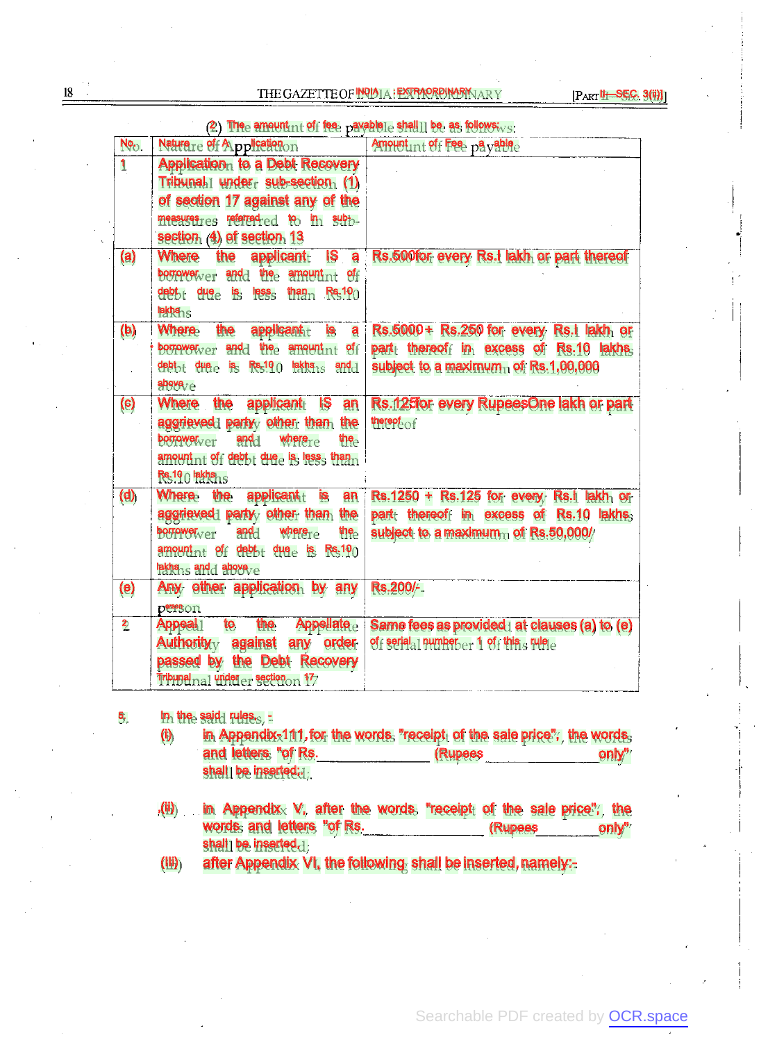(2) The amount of fee payable shall be as follows:

| No. | Nature of Application | Amount of Fee payable |
|---|---|---|
| 1 | Application to a Debt Recovery Tribunal under sub-section (1) of section 17 against any of the measures referred to in sub-section (4) of section 13 | |
| (a) | Where the applicant is a borrower and the amount of debt due is less than Rs.10 lakhs | Rs.500for every Rs.1 lakh or part thereof |
| (b) | Where the applicant is a borrower and the amount of debt due is Rs.10 lakhs and above | Rs.5000 + Rs.250 for every Rs.1 lakh or part thereof in excess of Rs.10 lakhs subject to a maximum of Rs.1,00,000 |
| (c) | Where the applicant is an aggrieved party other than the borrower and where the amount of debt due is less than Rs.10 lakhs | Rs.125for every RupeesOne lakh or part thereof |
| (d) | Where the applicant is an aggrieved party other than the borrower and where the amount of debt due is Rs.10 lakhs and above | Rs.1250 + Rs.125 for every Rs.1 lakh or part thereof in excess of Rs.10 lakhs subject to a maximum of Rs.50,000/ |
| (e) | Any other application by any person | Rs.200/-. |
| 2 | Appeal to the Appellate Authority against any order passed by the Debt Recovery Tribunal under section 17 | Same fees as provided at clauses (a) to (e) of serial number 1 of this rule |

5. In the said rules, -

(i) in Appendix-111, for the words "receipt of the sale price", the words and letters "of Rs.\_\_\_\_\_\_\_\_\_\_\_\_ (Rupees \_\_\_\_\_\_\_\_\_\_\_\_ only" shall be inserted;

(ii) in Appendix V, after the words "receipt of the sale price", the words and letters "of Rs.\_\_\_\_\_\_\_\_\_\_\_\_ (Rupees\_\_\_\_\_\_\_\_\_\_\_\_ only" shall be inserted;

(iii) after Appendix VI, the following shall be inserted, namely:-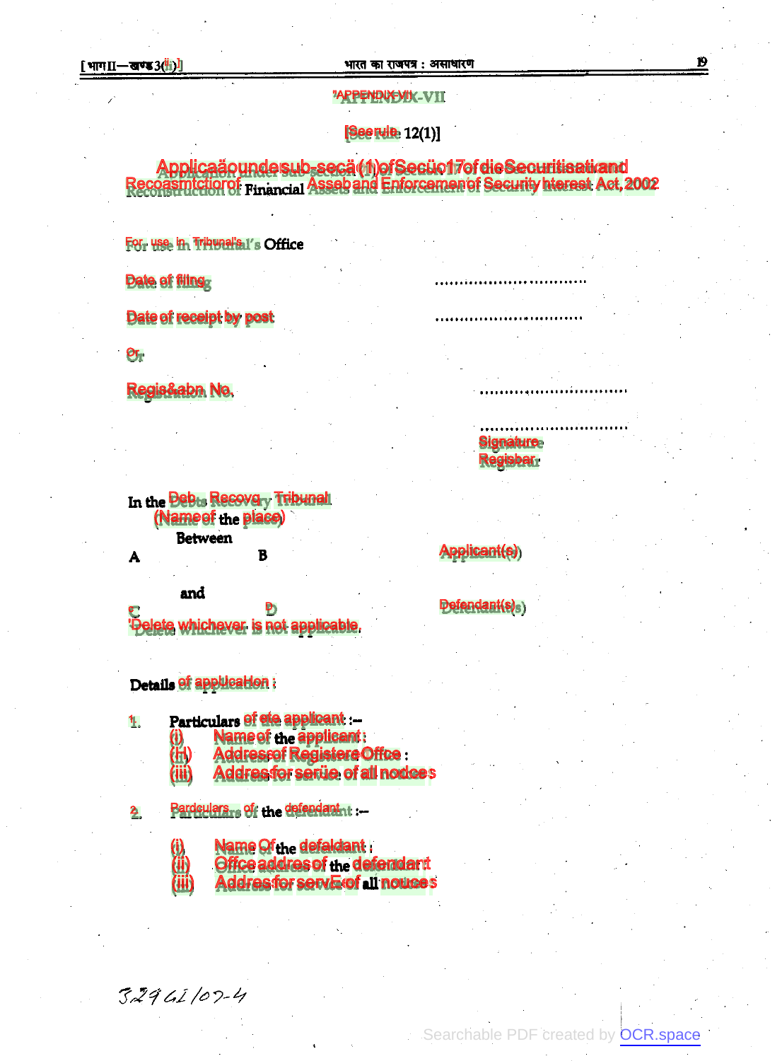## [1]APPENDIX-VII

[See rule 12(1)]

### Application under sub-section (1) of Section 17 of the Securitisation and Reconstruction of Financial Assets and Enforcement of Security Interest Act, 2002

For use in Tribunal's Office

Date of filing ..............................

Date of receipt by post ..............................

Or

Registration No. ..............................

..............................
Signature
Registrar

In the Debts Recovery Tribunal
(Name of the place)

Between

A B Applicant(s)

and

C D Defendant(s)

[1]Delete whichever is not applicable.

Details of application :

1. Particulars of the applicant :—
   (i) Name of the applicant :
   (ii) Address of Registered Office :
   (iii) Address for service of all notices

2. Particulars of the defendant :—
   (i) Name of the defendant :
   (ii) Office address of the defendant
   (iii) Address for service of all notices

*3296I/07-4*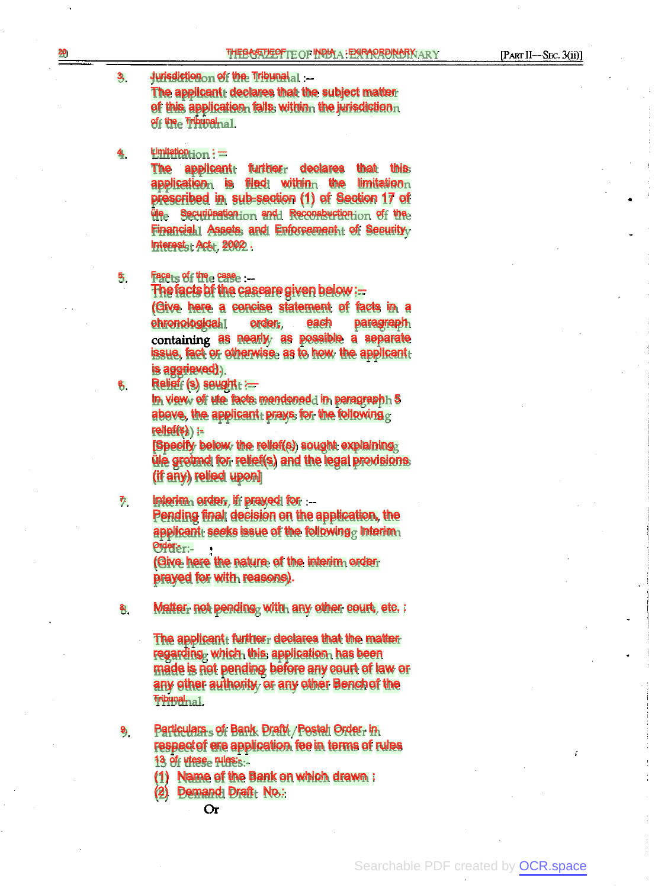3. Jurisdiction of the Tribunal :–

The applicant declares that the subject matter of this application falls within the jurisdiction of the Tribunal.

4. Limitation : –

The applicant further declares that this application is filed within the limitation prescribed in sub-section (1) of Section 17 of the Securitisation and Reconstruction of the Financial Assets and Enforcement of Security Interest Act, 2002.

5. Facts of the case :–

The facts of the case are given below :–

(Give here a concise statement of facts in a chronological order, each paragraph containing as nearly as possible a separate issue, fact or otherwise as to how the applicant is aggrieved).

6. Relief (s) sought :–

In view of the facts mentioned in paragraph 5 above, the applicant prays for the following relief(s) :-

[Specify below the relief(s) sought explaining the ground for relief(s) and the legal provisions (if any) relied upon]

7. Interim order, if prayed for :–

Pending final decision on the application, the applicant seeks issue of the following Interim Order:-

(Give here the nature of the interim order prayed for with reasons).

8. Matter not pending with any other court, etc. :

The applicant further declares that the matter regarding which this application has been made is not pending before any court of law or any other authority or any other Bench of the Tribunal.

9. Particulars of Bank Draft/Postal Order in respect of the application fee in terms of rules 13 of these rules:-

(1) Name of the Bank on which drawn :

(2) Demand Draft No.:

Or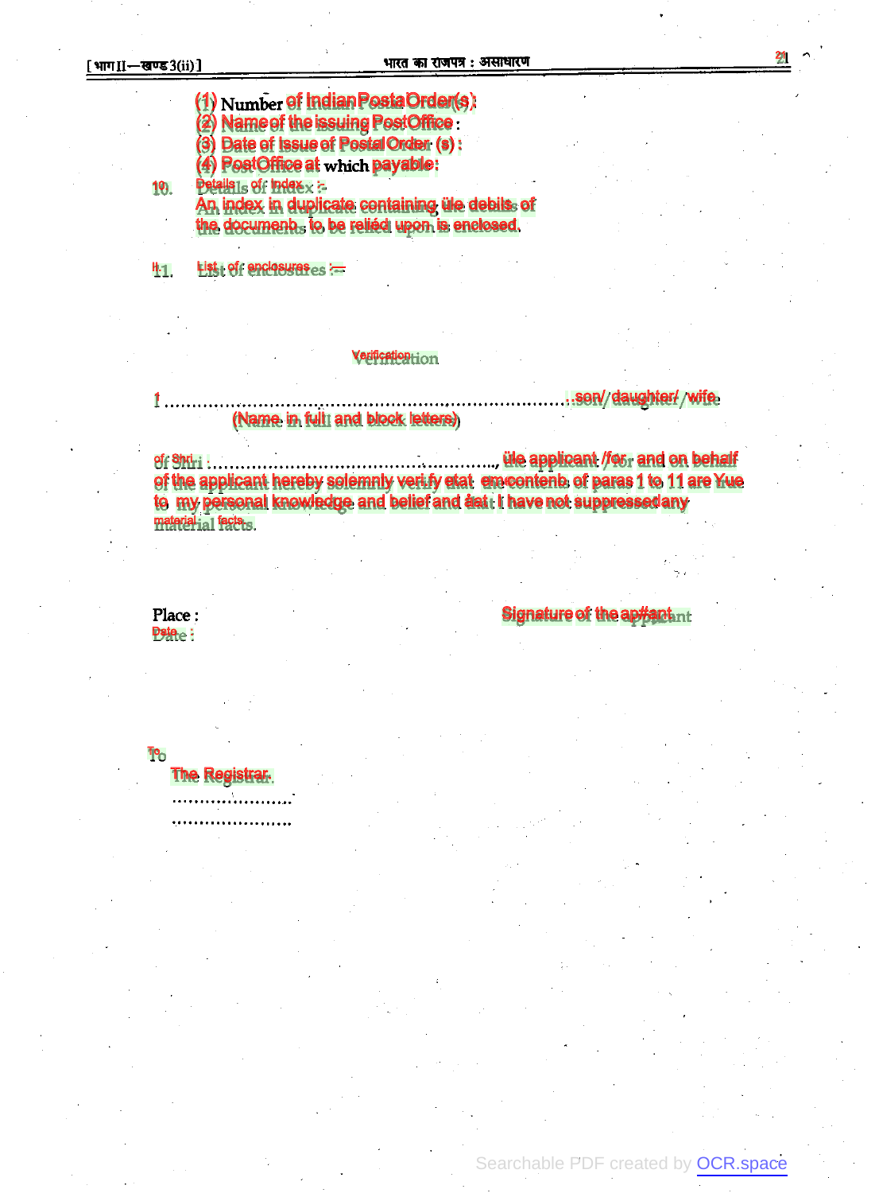(1) Number of Indian Postal Order(s):

(2) Name of the issuing Post Office :

(3) Date of Issue of Postal Order (s) :

(4) Post Office at which payable:

10. Details of Index :-

An index in duplicate containing the details of the documents to be relied upon is enclosed.

11. List of enclosures :—

## Verification

I ............................................................................son/daughter/wife
(Name in full and block letters)

of Shri ..................................................., the applicant /for and on behalf of the applicant hereby solemnly verify that the contents of paras 1 to 11 are true to my personal knowledge and belief and that I have not suppressed any material facts.

Place :

Date :

Signature of the applicant

To

The Registrar.

......................

......................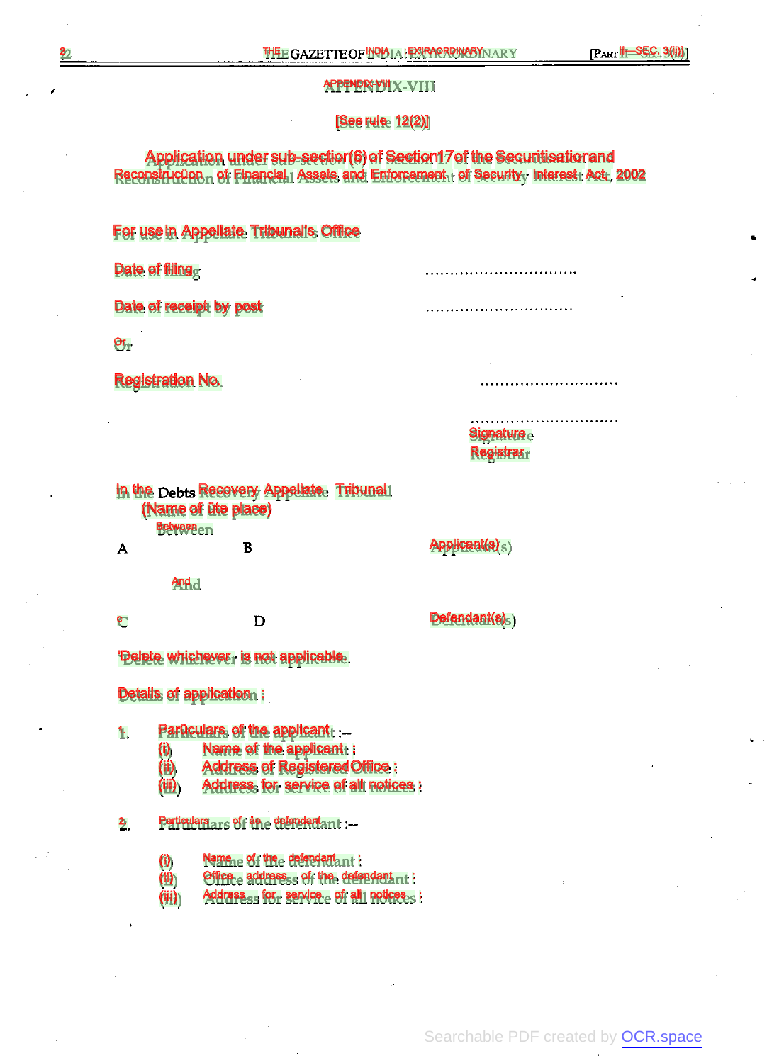## APPENDIX-VIII

[See rule 12(2)]

### Application under sub-section (6) of Section 17 of the Securitisation and Reconstruction of Financial Assets and Enforcement of Security Interest Act, 2002

For use in Appellate Tribunal's Office

Date of filing ..............................

Date of receipt by post ..............................

Or

Registration No. ..............................

..............................
Signature
Registrar

In the Debts Recovery Appellate Tribunal
(Name of the place)

Between

A B Applicant(s)

And

C D Defendant(s)

'Delete whichever is not applicable.

Details of application :

1. Particulars of the applicant :–
   - (i) Name of the applicant :
   - (ii) Address of Registered Office :
   - (iii) Address for service of all notices :

2. Particulars of the defendant :–
   - (i) Name of the defendant :
   - (ii) Office address of the defendant :
   - (iii) Address for service of all notices :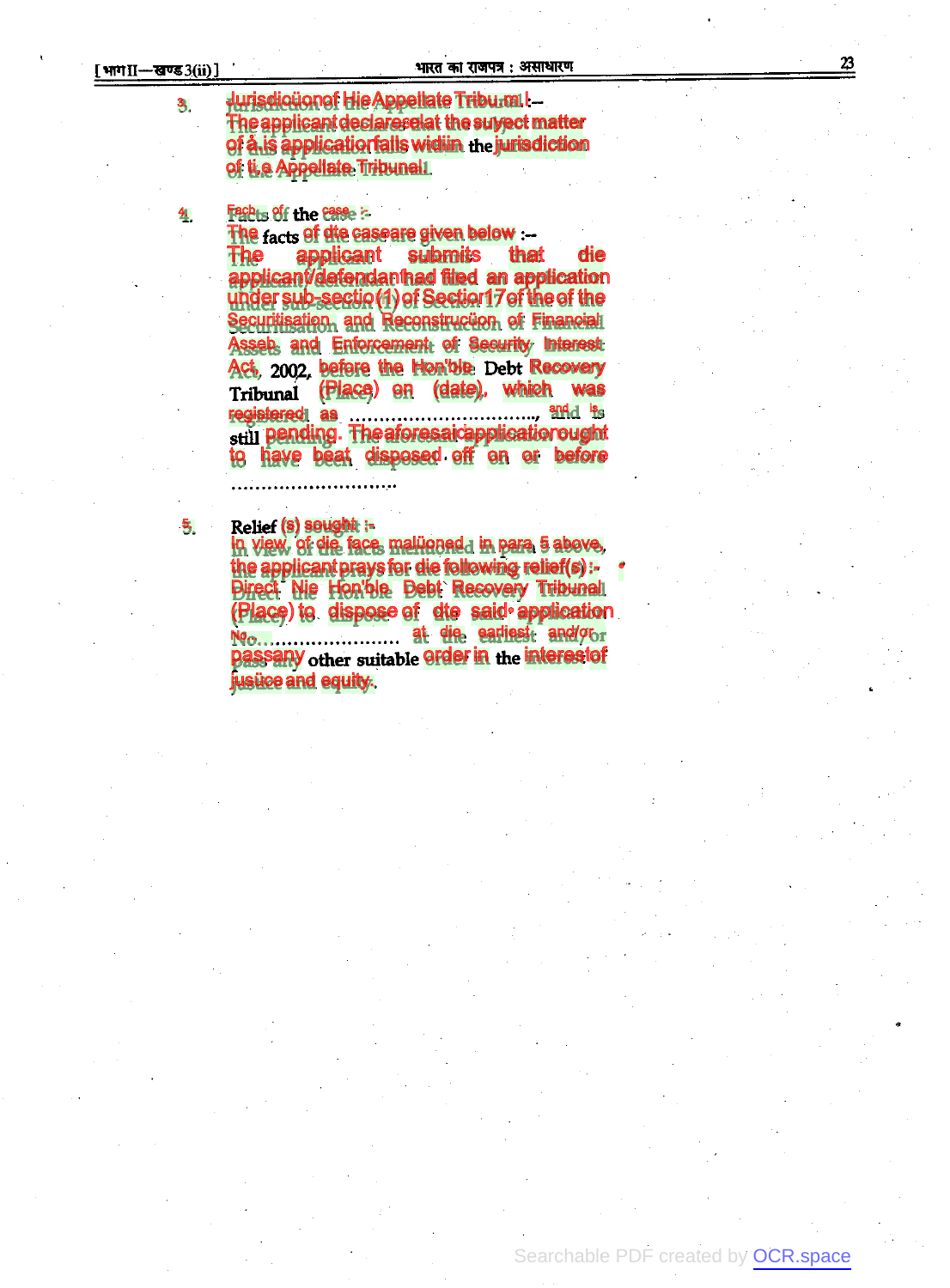3. Jurisdiction of the Appellate Tribunal :–

The applicant declares that the subject matter of this application falls within the jurisdiction of the Appellate Tribunal.

4. Facts of the case :-

The facts of the case are given below :–

The applicant submits that the applicant/defendant had filed an application under sub-section (1) of Section 17 of the of the Securitisation and Reconstruction of Financial Assets and Enforcement of Security Interest Act, 2002, before the Hon'ble Debt Recovery Tribunal (Place) on (date), which was registered as ..............................., and is still pending. The aforesaid application ought to have been disposed off on or before ...........................

5. Relief (s) sought :-

In view of the facts mentioned in para 5 above, the applicant prays for the following relief(s) :-

Direct the Hon'ble Debt Recovery Tribunal (Place) to dispose of the said application No........................ at the earliest and/or pass any other suitable order in the interest of justice and equity.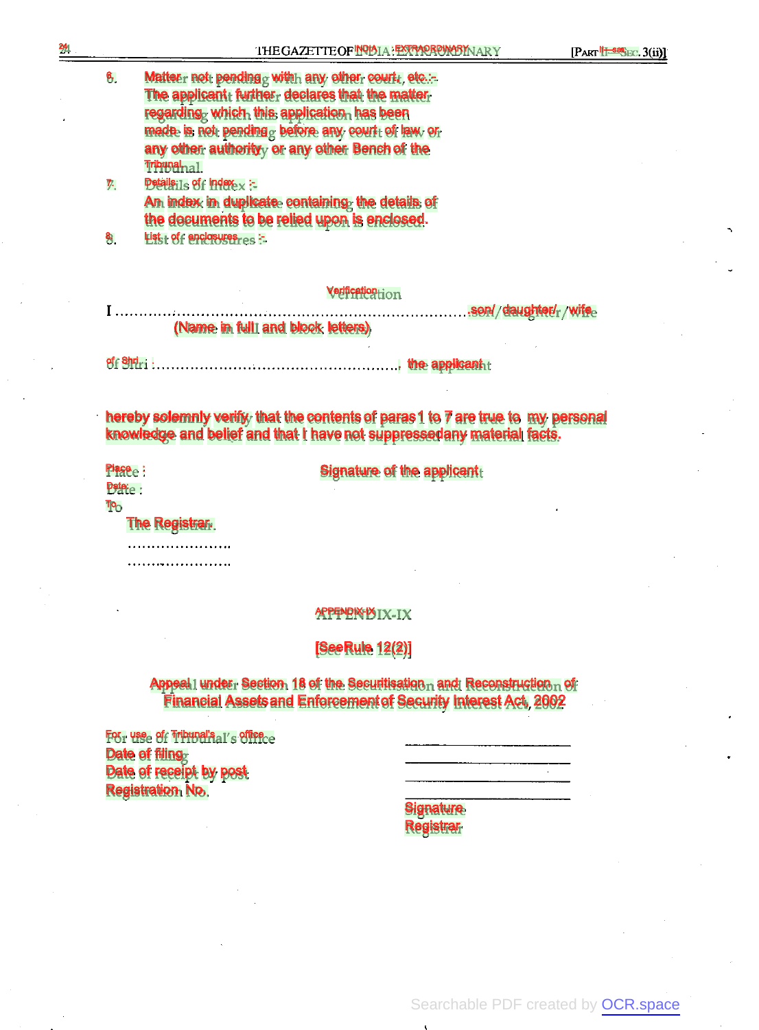6. Matter not pending with any other court, etc.:-
   The applicant further declares that the matter regarding which this application has been made is not pending before any court of law or any other authority or any other Bench of the Tribunal.

7. Details of index :-
   An index in duplicate containing the details of the documents to be relied upon is enclosed.

8. List of enclosures :-

## Verification

I ............................................................................................son/daughter/wife
(Name in full and block letters)

of Shri :..................................................., the applicant

hereby solemnly verify that the contents of paras 1 to 7 are true to my personal knowledge and belief and that I have not suppressed any material facts.

Place : Signature of the applicant

Date :

To

The Registrar.

........................

........................

## APPENDIX-IX

[See Rule 12(2)]

**Appeal under Section 18 of the Securitisation and Reconstruction of Financial Assets and Enforcement of Security Interest Act, 2002**

For use of Tribunal's office

Date of filing ____________________

Date of receipt by post ____________________

Registration No. ____________________

____________________

Signature

Registrar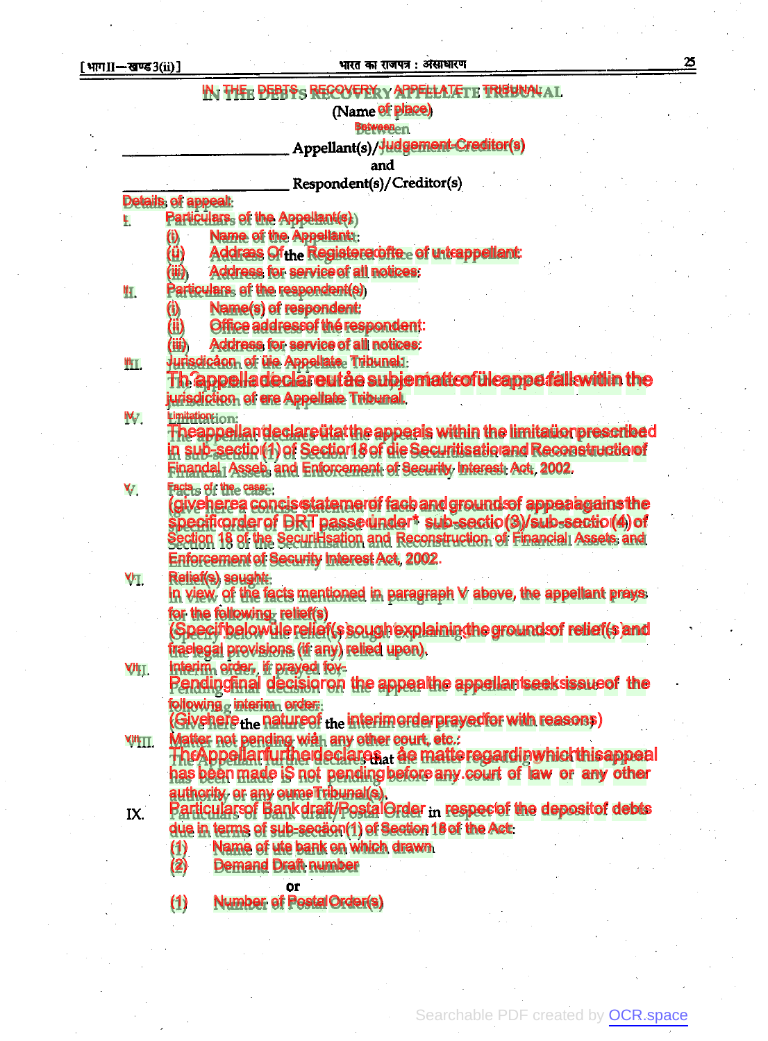# IN THE DEBTS RECOVERY APPELLATE TRIBUNAL

(Name of place)

Between

\_\_\_\_\_\_\_\_\_\_\_\_\_\_\_\_\_\_\_\_\_\_\_ Appellant(s)/Judgement-Creditor(s)

and

\_\_\_\_\_\_\_\_\_\_\_\_\_\_\_\_\_\_\_\_\_\_\_ Respondent(s)/Creditor(s)

Details of appeal:

I. Particulars of the Appellant(s)
   - (i) Name of the Appellant:
   - (ii) Address of the Registered office of the appellant:
   - (iii) Address for service of all notices:

II. Particulars of the respondent(s)
   - (i) Name(s) of respondent:
   - (ii) Office address of the respondent:
   - (iii) Address for service of all notices:

III. Jurisdiction of the Appellate Tribunal:

The appellant declares that the subject matter of the appeal falls within the jurisdiction of the Appellate Tribunal.

IV. Limitation:

The appellant declares that the appeal is within the limitation prescribed in sub-section (1) of Section 18 of the Securitisation and Reconstruction of Financial Assets and Enforcement of Security Interest Act, 2002.

V. Facts of the case:

(give here a concise statement of facts and grounds of appeal against the specific order of DRT passed under\* sub-section (3)/sub-section (4) of Section 18 of the Securitisation and Reconstruction of Financial Assets and Enforcement of Security Interest Act, 2002.

VI. Relief(s) sought:

In view of the facts mentioned in paragraph V above, the appellant prays for the following relief(s)

(Specify below the relief(s) sought explaining the grounds of relief(s) and the legal provisions (if any) relied upon).

VII. Interim order, if prayed for-

Pending final decision on the appeal the appellant seeks issue of the following interim order:

(Give here the nature of the interim order prayed for with reasons)

VIII. Matter not pending with any other court, etc.:

The Appellant further declares that the matter regarding which this appeal has been made is not pending before any court of law or any other authority or any other Tribunal(s).

IX. Particulars of Bank draft/Postal Order in respect of the deposit of debts due in terms of sub-section (1) of Section 18 of the Act:
   - (1) Name of the bank on which drawn
   - (2) Demand Draft number

   or

   - (1) Number of Postal Order(s)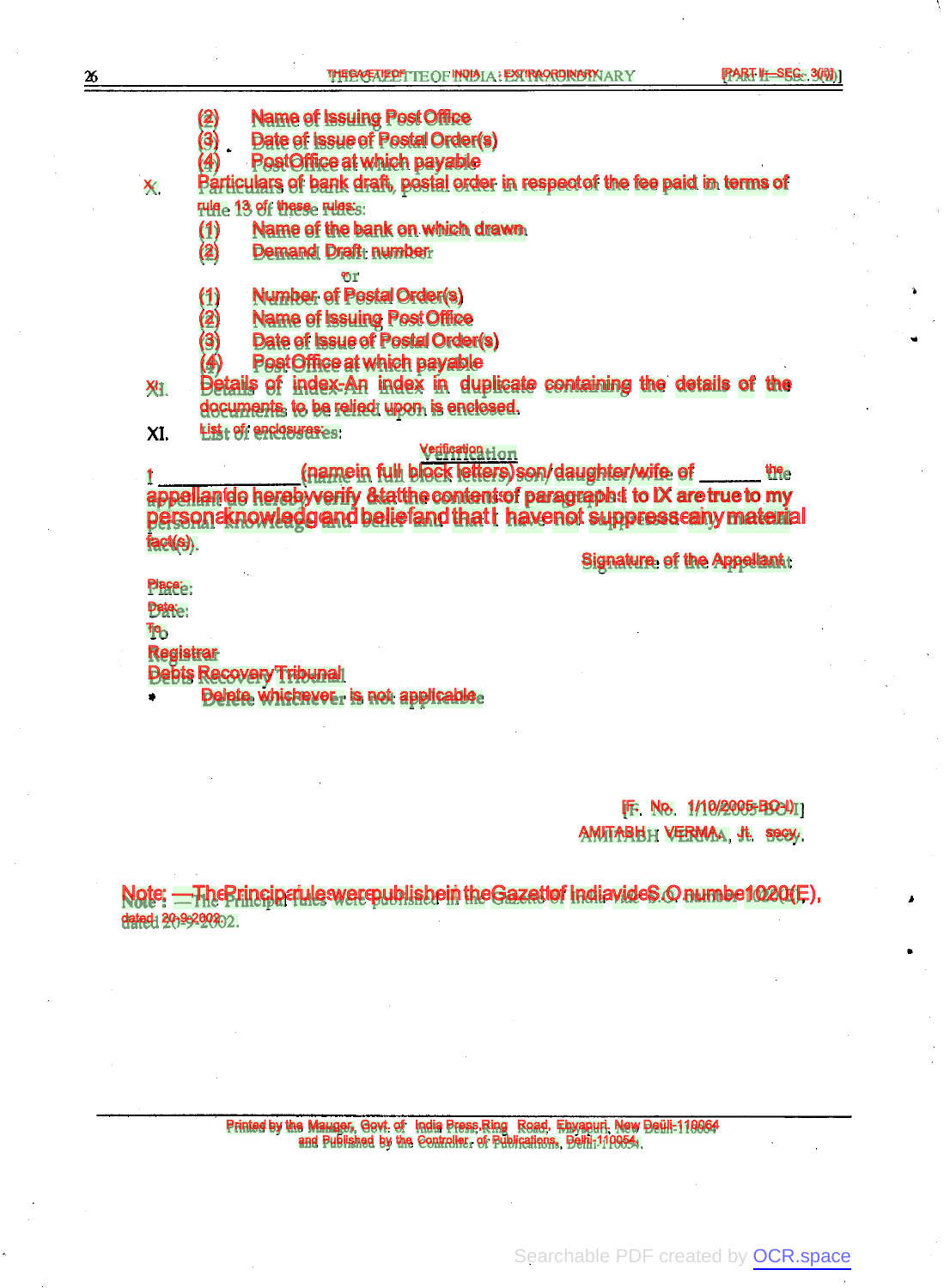(2) Name of Issuing Post Office

(3) Date of Issue of Postal Order(s)

(4) Post Office at which payable

X. Particulars of bank draft, postal order in respect of the fee paid in terms of rule 13 of these rules:

(1) Name of the bank on which drawn

(2) Demand Draft number

or

(1) Number of Postal Order(s)

(2) Name of Issuing Post Office

(3) Date of Issue of Postal Order(s)

(4) Post Office at which payable

XI. Details of index-An index in duplicate containing the details of the documents to be relied upon is enclosed.

XI. List of enclosures:

## Verification

I \_\_\_\_\_\_\_\_\_\_\_\_\_ (name in full block letters) son/daughter/wife of \_\_\_\_\_\_ the appellant do hereby verify & that the contents of paragraphs I to IX are true to my personal knowledge and belief and that I have not suppressed any material fact(s).

Signature of the Appellant

Place:

Date:

To

Registrar

Debts Recovery Tribunal

\* Delete whichever is not applicable

[F. No. 1/10/2005-BO-I]

AMITABH VERMA, Jt. Secy.

Note: — The Principal rules were published in the Gazette of India vide S.O. number 1020(E), dated 20-9-2002.

Printed by the Manager, Govt. of India Press, Ring Road, Mayapuri, New Delhi-110064
and Published by the Controller of Publications, Delhi-110054.